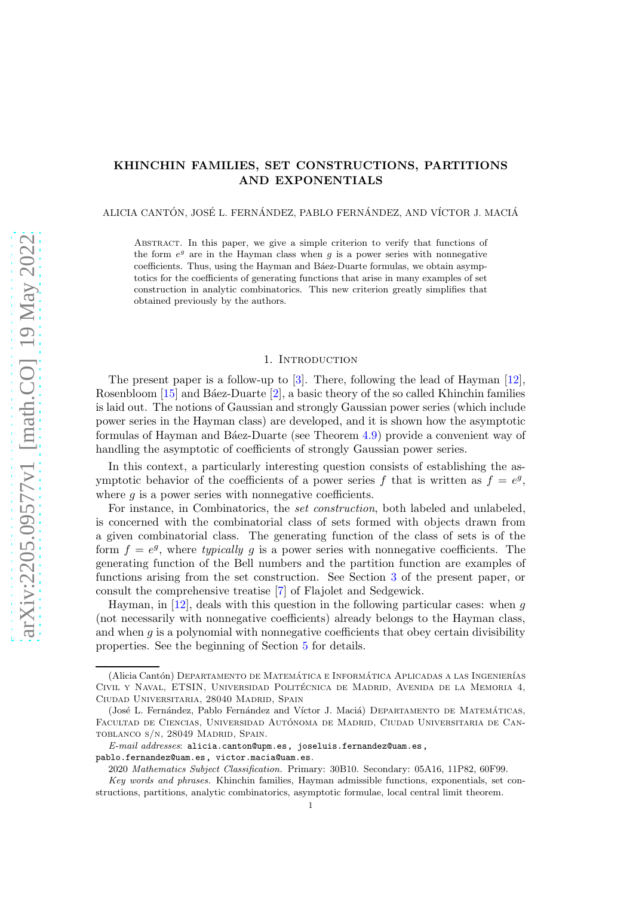# KHINCHIN FAMILIES, SET CONSTRUCTIONS, PARTITIONS AND EXPONENTIALS

ALICIA CANTÓN, JOSÉ L. FERNÁNDEZ, PABLO FERNÁNDEZ, AND VÍCTOR J. MACIÁ

Abstract. In this paper, we give a simple criterion to verify that functions of the form $e^g$ are in the Hayman class when $g$ is a power series with nonnegative coefficients. Thus, using the Hayman and Báez-Duarte formulas, we obtain asymptotics for the coefficients of generating functions that arise in many examples of set construction in analytic combinatorics. This new criterion greatly simplifies that obtained previously by the authors.

## 1. Introduction

The present paper is a follow-up to [3]. There, following the lead of Hayman [12], Rosenbloom [15] and Báez-Duarte [2], a basic theory of the so called Khinchin families is laid out. The notions of Gaussian and strongly Gaussian power series (which include power series in the Hayman class) are developed, and it is shown how the asymptotic formulas of Hayman and Báez-Duarte (see Theorem 4.9) provide a convenient way of handling the asymptotic of coefficients of strongly Gaussian power series.

In this context, a particularly interesting question consists of establishing the asymptotic behavior of the coefficients of a power series $f$ that is written as $f = e^g$, where $g$ is a power series with nonnegative coefficients.

For instance, in Combinatorics, the *set construction*, both labeled and unlabeled, is concerned with the combinatorial class of sets formed with objects drawn from a given combinatorial class. The generating function of the class of sets is of the form $f = e^g$, where *typically* $g$ is a power series with nonnegative coefficients. The generating function of the Bell numbers and the partition function are examples of functions arising from the set construction. See Section 3 of the present paper, or consult the comprehensive treatise [7] of Flajolet and Sedgewick.

Hayman, in [12], deals with this question in the following particular cases: when $g$ (not necessarily with nonnegative coefficients) already belongs to the Hayman class, and when $g$ is a polynomial with nonnegative coefficients that obey certain divisibility properties. See the beginning of Section 5 for details.

---

(Alicia Cantón) Departamento de Matemática e Informática Aplicadas a las Ingenierías Civil y Naval, ETSIN, Universidad Politécnica de Madrid, Avenida de la Memoria 4, Ciudad Universitaria, 28040 Madrid, Spain

(José L. Fernández, Pablo Fernández and Víctor J. Maciá) Departamento de Matemáticas, Facultad de Ciencias, Universidad Autónoma de Madrid, Ciudad Universitaria de Cantoblanco s/n, 28049 Madrid, Spain.

*E-mail addresses*: alicia.canton@upm.es, joseluis.fernandez@uam.es, pablo.fernandez@uam.es, victor.macia@uam.es.

2020 *Mathematics Subject Classification.* Primary: 30B10. Secondary: 05A16, 11P82, 60F99.

*Key words and phrases.* Khinchin families, Hayman admissible functions, exponentials, set constructions, partitions, analytic combinatorics, asymptotic formulae, local central limit theorem.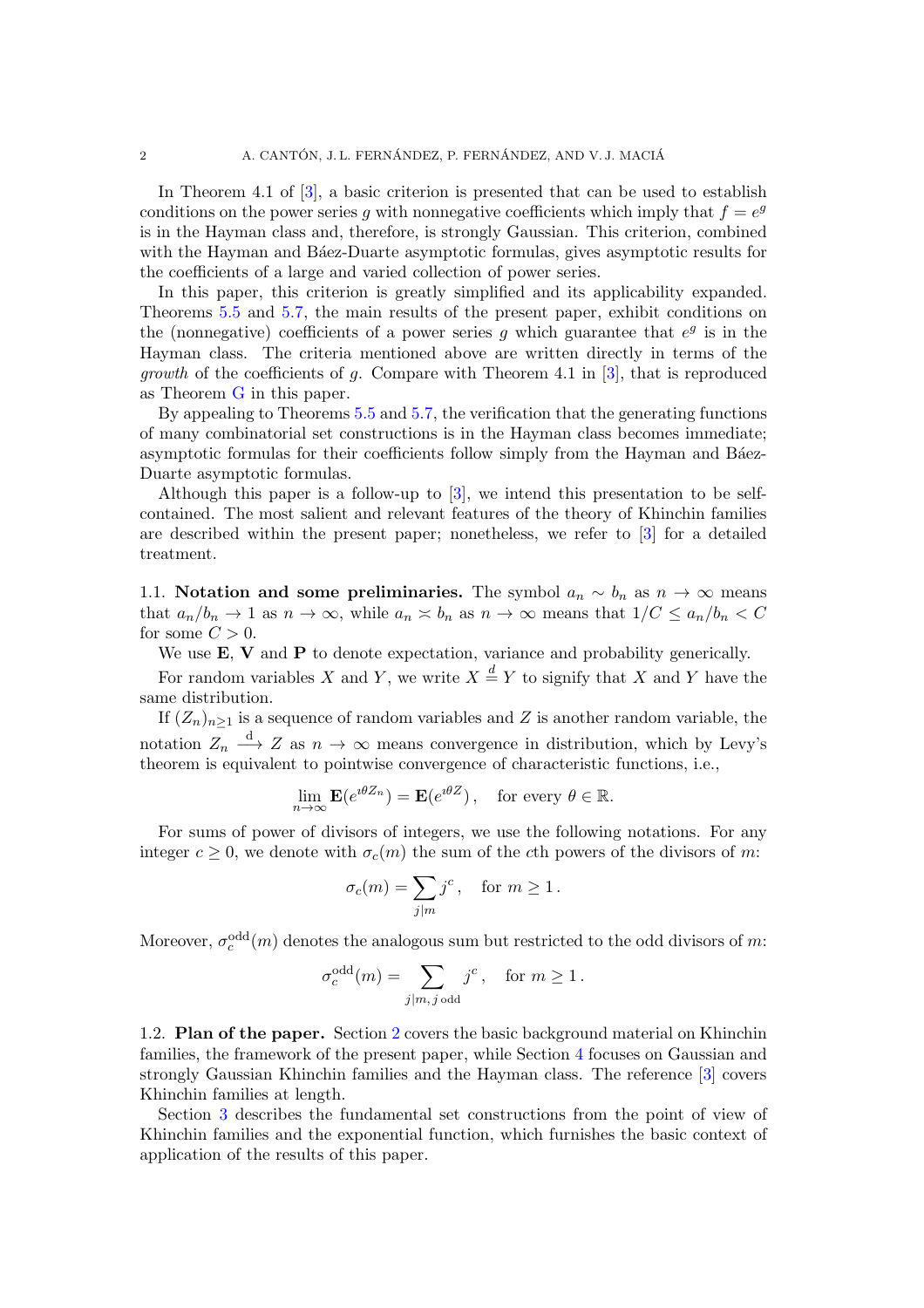In Theorem 4.1 of [3], a basic criterion is presented that can be used to establish conditions on the power series $g$ with nonnegative coefficients which imply that $f = e^g$ is in the Hayman class and, therefore, is strongly Gaussian. This criterion, combined with the Hayman and Báez-Duarte asymptotic formulas, gives asymptotic results for the coefficients of a large and varied collection of power series.

In this paper, this criterion is greatly simplified and its applicability expanded. Theorems 5.5 and 5.7, the main results of the present paper, exhibit conditions on the (nonnegative) coefficients of a power series $g$ which guarantee that $e^g$ is in the Hayman class. The criteria mentioned above are written directly in terms of the *growth* of the coefficients of $g$. Compare with Theorem 4.1 in [3], that is reproduced as Theorem G in this paper.

By appealing to Theorems 5.5 and 5.7, the verification that the generating functions of many combinatorial set constructions is in the Hayman class becomes immediate; asymptotic formulas for their coefficients follow simply from the Hayman and Báez-Duarte asymptotic formulas.

Although this paper is a follow-up to [3], we intend this presentation to be self-contained. The most salient and relevant features of the theory of Khinchin families are described within the present paper; nonetheless, we refer to [3] for a detailed treatment.

## 1.1. Notation and some preliminaries.

The symbol $a_n \sim b_n$ as $n \to \infty$ means that $a_n/b_n \to 1$ as $n \to \infty$, while $a_n \asymp b_n$ as $n \to \infty$ means that $1/C \le a_n/b_n < C$ for some $C > 0$.

We use $\mathbf{E}$, $\mathbf{V}$ and $\mathbf{P}$ to denote expectation, variance and probability generically.

For random variables $X$ and $Y$, we write $X \stackrel{d}{=} Y$ to signify that $X$ and $Y$ have the same distribution.

If $(Z_n)_{n\ge 1}$ is a sequence of random variables and $Z$ is another random variable, the notation $Z_n \xrightarrow{\text{d}} Z$ as $n \to \infty$ means convergence in distribution, which by Levy's theorem is equivalent to pointwise convergence of characteristic functions, i.e.,

$$\lim_{n\to\infty} \mathbf{E}(e^{\imath\theta Z_n}) = \mathbf{E}(e^{\imath\theta Z})\,, \quad \text{for every } \theta \in \mathbb{R}.$$

For sums of power of divisors of integers, we use the following notations. For any integer $c \ge 0$, we denote with $\sigma_c(m)$ the sum of the $c$th powers of the divisors of $m$:

$$\sigma_c(m) = \sum_{j|m} j^c\,, \quad \text{for } m \ge 1\,.$$

Moreover, $\sigma_c^{\text{odd}}(m)$ denotes the analogous sum but restricted to the odd divisors of $m$:

$$\sigma_c^{\text{odd}}(m) = \sum_{j|m,\, j \text{ odd}} j^c\,, \quad \text{for } m \ge 1\,.$$

## 1.2. Plan of the paper.

Section 2 covers the basic background material on Khinchin families, the framework of the present paper, while Section 4 focuses on Gaussian and strongly Gaussian Khinchin families and the Hayman class. The reference [3] covers Khinchin families at length.

Section 3 describes the fundamental set constructions from the point of view of Khinchin families and the exponential function, which furnishes the basic context of application of the results of this paper.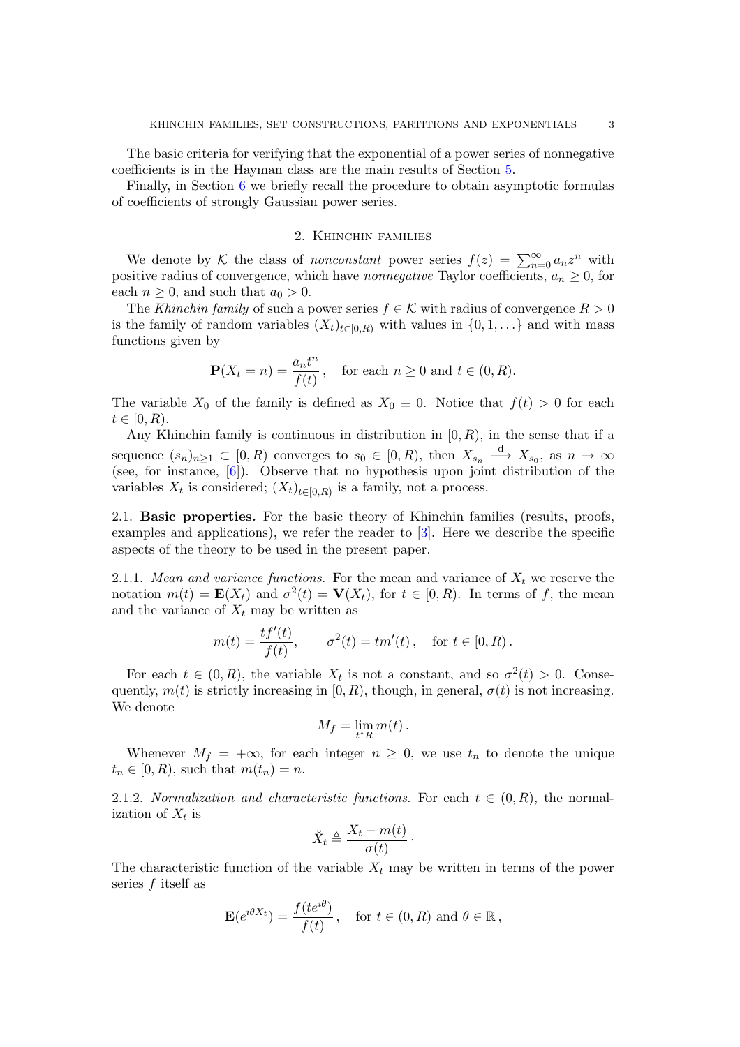The basic criteria for verifying that the exponential of a power series of nonnegative coefficients is in the Hayman class are the main results of Section 5.

Finally, in Section 6 we briefly recall the procedure to obtain asymptotic formulas of coefficients of strongly Gaussian power series.

## 2. Khinchin families

We denote by $\mathcal{K}$ the class of *nonconstant* power series $f(z) = \sum_{n=0}^{\infty} a_n z^n$ with positive radius of convergence, which have *nonnegative* Taylor coefficients, $a_n \geq 0$, for each $n \geq 0$, and such that $a_0 > 0$.

The *Khinchin family* of such a power series $f \in \mathcal{K}$ with radius of convergence $R > 0$ is the family of random variables $(X_t)_{t \in [0,R)}$ with values in $\{0, 1, \ldots\}$ and with mass functions given by

$$\mathbf{P}(X_t = n) = \frac{a_n t^n}{f(t)}, \quad \text{for each } n \geq 0 \text{ and } t \in (0, R).$$

The variable $X_0$ of the family is defined as $X_0 \equiv 0$. Notice that $f(t) > 0$ for each $t \in [0, R)$.

Any Khinchin family is continuous in distribution in $[0, R)$, in the sense that if a sequence $(s_n)_{n \geq 1} \subset [0, R)$ converges to $s_0 \in [0, R)$, then $X_{s_n} \xrightarrow{\text{d}} X_{s_0}$, as $n \to \infty$ (see, for instance, [6]). Observe that no hypothesis upon joint distribution of the variables $X_t$ is considered; $(X_t)_{t \in [0,R)}$ is a family, not a process.

### 2.1. Basic properties.

For the basic theory of Khinchin families (results, proofs, examples and applications), we refer the reader to [3]. Here we describe the specific aspects of the theory to be used in the present paper.

#### 2.1.1. *Mean and variance functions.*

For the mean and variance of $X_t$ we reserve the notation $m(t) = \mathbf{E}(X_t)$ and $\sigma^2(t) = \mathbf{V}(X_t)$, for $t \in [0, R)$. In terms of $f$, the mean and the variance of $X_t$ may be written as

$$m(t) = \frac{t f'(t)}{f(t)}, \qquad \sigma^2(t) = t m'(t)\,, \quad \text{for } t \in [0, R)\,.$$

For each $t \in (0, R)$, the variable $X_t$ is not a constant, and so $\sigma^2(t) > 0$. Consequently, $m(t)$ is strictly increasing in $[0, R)$, though, in general, $\sigma(t)$ is not increasing. We denote

$$M_f = \lim_{t \uparrow R} m(t)\,.$$

Whenever $M_f = +\infty$, for each integer $n \geq 0$, we use $t_n$ to denote the unique $t_n \in [0, R)$, such that $m(t_n) = n$.

#### 2.1.2. *Normalization and characteristic functions.*

For each $t \in (0, R)$, the normalization of $X_t$ is

$$\breve{X}_t \triangleq \frac{X_t - m(t)}{\sigma(t)}\,.$$

The characteristic function of the variable $X_t$ may be written in terms of the power series $f$ itself as

$$\mathbf{E}(e^{\imath \theta X_t}) = \frac{f(t e^{\imath \theta})}{f(t)}\,, \quad \text{for } t \in (0, R) \text{ and } \theta \in \mathbb{R}\,,$$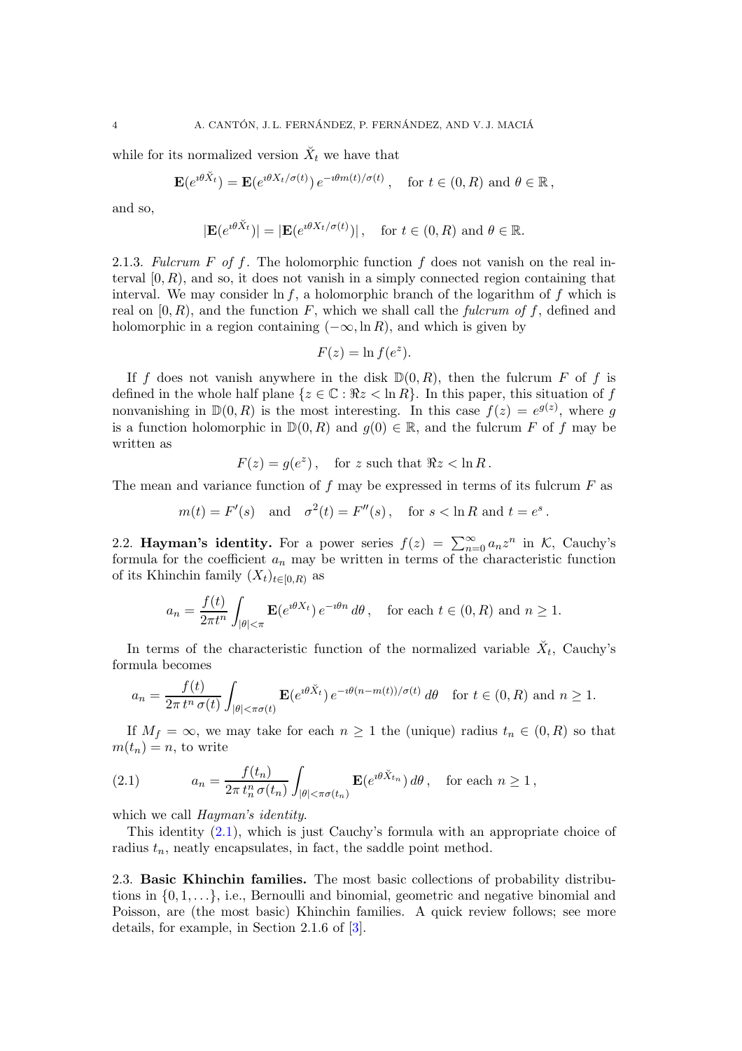while for its normalized version $\breve{X}_t$ we have that

$$\mathbf{E}(e^{\imath\theta \breve{X}_t}) = \mathbf{E}(e^{\imath\theta X_t/\sigma(t)})\, e^{-\imath\theta m(t)/\sigma(t)}\,, \quad \text{for } t \in (0,R) \text{ and } \theta \in \mathbb{R}\,,$$

and so,

$$|\mathbf{E}(e^{\imath\theta \breve{X}_t})| = |\mathbf{E}(e^{\imath\theta X_t/\sigma(t)})|\,, \quad \text{for } t \in (0,R) \text{ and } \theta \in \mathbb{R}.$$

2.1.3. *Fulcrum $F$ of $f$.* The holomorphic function $f$ does not vanish on the real interval $[0,R)$, and so, it does not vanish in a simply connected region containing that interval. We may consider $\ln f$, a holomorphic branch of the logarithm of $f$ which is real on $[0,R)$, and the function $F$, which we shall call the *fulcrum of* $f$, defined and holomorphic in a region containing $(-\infty, \ln R)$, and which is given by

$$F(z) = \ln f(e^z).$$

If $f$ does not vanish anywhere in the disk $\mathbb{D}(0,R)$, then the fulcrum $F$ of $f$ is defined in the whole half plane $\{z \in \mathbb{C} : \Re z < \ln R\}$. In this paper, this situation of $f$ nonvanishing in $\mathbb{D}(0,R)$ is the most interesting. In this case $f(z) = e^{g(z)}$, where $g$ is a function holomorphic in $\mathbb{D}(0,R)$ and $g(0) \in \mathbb{R}$, and the fulcrum $F$ of $f$ may be written as

$$F(z) = g(e^z)\,, \quad \text{for } z \text{ such that } \Re z < \ln R\,.$$

The mean and variance function of $f$ may be expressed in terms of its fulcrum $F$ as

$$m(t) = F'(s) \quad \text{and} \quad \sigma^2(t) = F''(s)\,, \quad \text{for } s < \ln R \text{ and } t = e^s\,.$$

2.2. **Hayman's identity.** For a power series $f(z) = \sum_{n=0}^\infty a_n z^n$ in $\mathcal{K}$, Cauchy's formula for the coefficient $a_n$ may be written in terms of the characteristic function of its Khinchin family $(X_t)_{t\in[0,R)}$ as

$$a_n = \frac{f(t)}{2\pi t^n} \int_{|\theta|<\pi} \mathbf{E}(e^{\imath\theta X_t})\, e^{-\imath\theta n}\, d\theta\,, \quad \text{for each } t \in (0,R) \text{ and } n \geq 1.$$

In terms of the characteristic function of the normalized variable $\breve{X}_t$, Cauchy's formula becomes

$$a_n = \frac{f(t)}{2\pi\, t^n\, \sigma(t)} \int_{|\theta|<\pi\sigma(t)} \mathbf{E}(e^{\imath\theta \breve{X}_t})\, e^{-\imath\theta(n-m(t))/\sigma(t)}\, d\theta \quad \text{for } t \in (0,R) \text{ and } n \geq 1.$$

If $M_f = \infty$, we may take for each $n \geq 1$ the (unique) radius $t_n \in (0,R)$ so that $m(t_n) = n$, to write

$$a_n = \frac{f(t_n)}{2\pi\, t_n^n\, \sigma(t_n)} \int_{|\theta|<\pi\sigma(t_n)} \mathbf{E}(e^{\imath\theta \breve{X}_{t_n}})\, d\theta\,, \quad \text{for each } n \geq 1\,, \tag{2.1}$$

which we call *Hayman's identity*.

This identity (2.1), which is just Cauchy's formula with an appropriate choice of radius $t_n$, neatly encapsulates, in fact, the saddle point method.

2.3. **Basic Khinchin families.** The most basic collections of probability distributions in $\{0,1,\ldots\}$, i.e., Bernoulli and binomial, geometric and negative binomial and Poisson, are (the most basic) Khinchin families. A quick review follows; see more details, for example, in Section 2.1.6 of [3].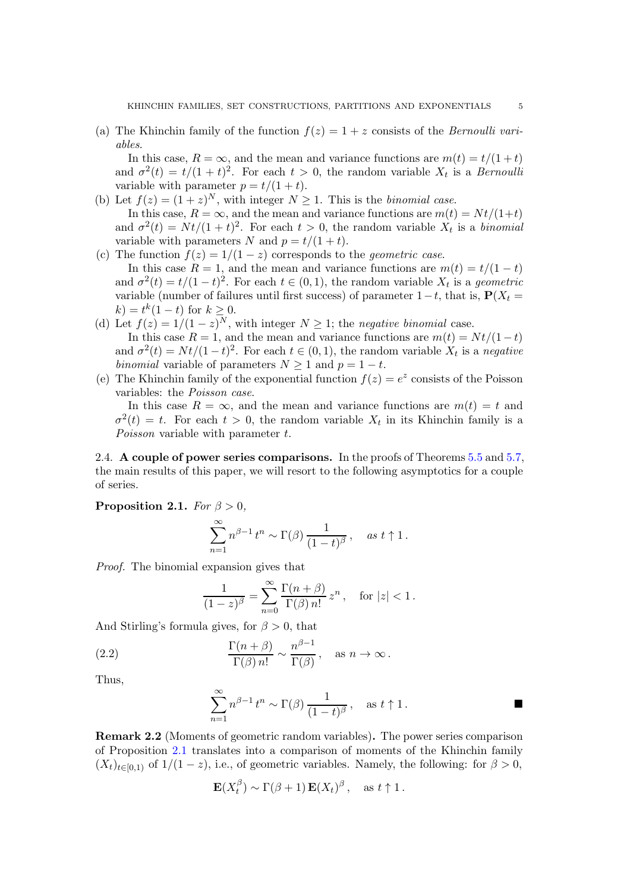(a) The Khinchin family of the function $f(z) = 1 + z$ consists of the *Bernoulli variables*.

In this case, $R = \infty$, and the mean and variance functions are $m(t) = t/(1+t)$ and $\sigma^2(t) = t/(1+t)^2$. For each $t > 0$, the random variable $X_t$ is a *Bernoulli* variable with parameter $p = t/(1+t)$.

(b) Let $f(z) = (1+z)^N$, with integer $N \geq 1$. This is the *binomial case*.

In this case, $R = \infty$, and the mean and variance functions are $m(t) = Nt/(1+t)$ and $\sigma^2(t) = Nt/(1+t)^2$. For each $t > 0$, the random variable $X_t$ is a *binomial* variable with parameters $N$ and $p = t/(1+t)$.

(c) The function $f(z) = 1/(1-z)$ corresponds to the *geometric case*.

In this case $R = 1$, and the mean and variance functions are $m(t) = t/(1-t)$ and $\sigma^2(t) = t/(1-t)^2$. For each $t \in (0,1)$, the random variable $X_t$ is a *geometric* variable (number of failures until first success) of parameter $1-t$, that is, $\mathbf{P}(X_t = k) = t^k(1-t)$ for $k \geq 0$.

(d) Let $f(z) = 1/(1-z)^N$, with integer $N \geq 1$; the *negative binomial* case.

In this case $R = 1$, and the mean and variance functions are $m(t) = Nt/(1-t)$ and $\sigma^2(t) = Nt/(1-t)^2$. For each $t \in (0,1)$, the random variable $X_t$ is a *negative binomial* variable of parameters $N \geq 1$ and $p = 1-t$.

(e) The Khinchin family of the exponential function $f(z) = e^z$ consists of the Poisson variables: the *Poisson case*.

In this case $R = \infty$, and the mean and variance functions are $m(t) = t$ and $\sigma^2(t) = t$. For each $t > 0$, the random variable $X_t$ in its Khinchin family is a *Poisson* variable with parameter $t$.

2.4. **A couple of power series comparisons.** In the proofs of Theorems 5.5 and 5.7, the main results of this paper, we will resort to the following asymptotics for a couple of series.

**Proposition 2.1.** *For $\beta > 0$,*

$$\sum_{n=1}^{\infty} n^{\beta-1}\, t^n \sim \Gamma(\beta)\, \frac{1}{(1-t)^\beta}\,, \quad \textit{as } t \uparrow 1\,.$$

*Proof.* The binomial expansion gives that

$$\frac{1}{(1-z)^\beta} = \sum_{n=0}^{\infty} \frac{\Gamma(n+\beta)}{\Gamma(\beta)\, n!}\, z^n\,, \quad \text{for } |z| < 1\,.$$

And Stirling's formula gives, for $\beta > 0$, that

$$\frac{\Gamma(n+\beta)}{\Gamma(\beta)\, n!} \sim \frac{n^{\beta-1}}{\Gamma(\beta)}\,, \quad \text{as } n \to \infty\,. \tag{2.2}$$

Thus,

$$\sum_{n=1}^{\infty} n^{\beta-1}\, t^n \sim \Gamma(\beta)\, \frac{1}{(1-t)^\beta}\,, \quad \text{as } t \uparrow 1\,.$$

■

**Remark 2.2** (Moments of geometric random variables)**.** The power series comparison of Proposition 2.1 translates into a comparison of moments of the Khinchin family $(X_t)_{t\in[0,1)}$ of $1/(1-z)$, i.e., of geometric variables. Namely, the following: for $\beta > 0$,

$$\mathbf{E}(X_t^\beta) \sim \Gamma(\beta+1)\, \mathbf{E}(X_t)^\beta\,, \quad \text{as } t \uparrow 1\,.$$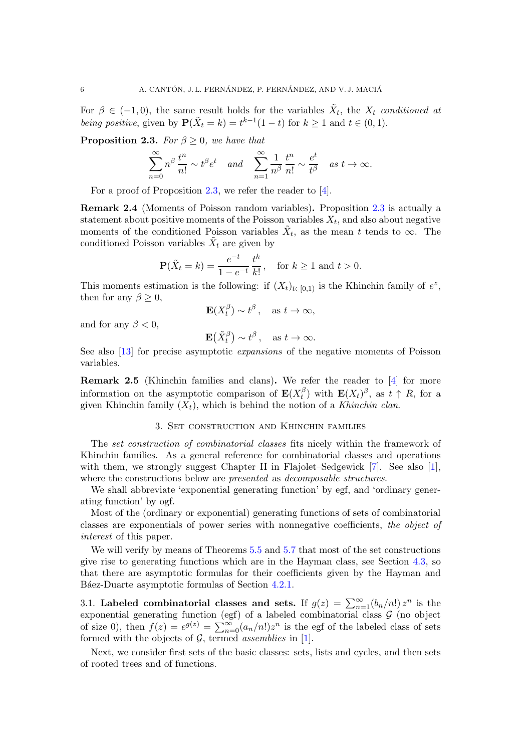For $\beta \in (-1, 0)$, the same result holds for the variables $\tilde{X}_t$, the $X_t$ *conditioned at being positive*, given by $\mathbf{P}(\tilde{X}_t = k) = t^{k-1}(1-t)$ for $k \geq 1$ and $t \in (0,1)$.

**Proposition 2.3.** *For $\beta \geq 0$, we have that*

$$\sum_{n=0}^{\infty} n^{\beta} \frac{t^n}{n!} \sim t^{\beta} e^t \quad \text{and} \quad \sum_{n=1}^{\infty} \frac{1}{n^{\beta}} \frac{t^n}{n!} \sim \frac{e^t}{t^{\beta}} \quad \text{as } t \to \infty.$$

For a proof of Proposition 2.3, we refer the reader to [4].

**Remark 2.4** (Moments of Poisson random variables)**.** Proposition 2.3 is actually a statement about positive moments of the Poisson variables $X_t$, and also about negative moments of the conditioned Poisson variables $\tilde{X}_t$, as the mean $t$ tends to $\infty$. The conditioned Poisson variables $\tilde{X}_t$ are given by

$$\mathbf{P}(\tilde{X}_t = k) = \frac{e^{-t}}{1-e^{-t}} \frac{t^k}{k!}, \quad \text{for } k \geq 1 \text{ and } t > 0.$$

This moments estimation is the following: if $(X_t)_{t \in [0,1)}$ is the Khinchin family of $e^z$, then for any $\beta \geq 0$,

$$\mathbf{E}(X_t^{\beta}) \sim t^{\beta}, \quad \text{as } t \to \infty,$$

and for any $\beta < 0$,

$$\mathbf{E}\big(\tilde{X}_t^{\beta}\big) \sim t^{\beta}, \quad \text{as } t \to \infty.$$

See also [13] for precise asymptotic *expansions* of the negative moments of Poisson variables.

**Remark 2.5** (Khinchin families and clans)**.** We refer the reader to [4] for more information on the asymptotic comparison of $\mathbf{E}(X_t^{\beta})$ with $\mathbf{E}(X_t)^{\beta}$, as $t \uparrow R$, for a given Khinchin family $(X_t)$, which is behind the notion of a *Khinchin clan*.

## 3. Set construction and Khinchin families

The *set construction of combinatorial classes* fits nicely within the framework of Khinchin families. As a general reference for combinatorial classes and operations with them, we strongly suggest Chapter II in Flajolet–Sedgewick [7]. See also [1], where the constructions below are *presented* as *decomposable structures*.

We shall abbreviate 'exponential generating function' by egf, and 'ordinary generating function' by ogf.

Most of the (ordinary or exponential) generating functions of sets of combinatorial classes are exponentials of power series with nonnegative coefficients, *the object of interest* of this paper.

We will verify by means of Theorems 5.5 and 5.7 that most of the set constructions give rise to generating functions which are in the Hayman class, see Section 4.3, so that there are asymptotic formulas for their coefficients given by the Hayman and Báez-Duarte asymptotic formulas of Section 4.2.1.

### 3.1. Labeled combinatorial classes and sets.

If $g(z) = \sum_{n=1}^{\infty} (b_n/n!)\, z^n$ is the exponential generating function (egf) of a labeled combinatorial class $\mathcal{G}$ (no object of size 0), then $f(z) = e^{g(z)} = \sum_{n=0}^{\infty} (a_n/n!) z^n$ is the egf of the labeled class of sets formed with the objects of $\mathcal{G}$, termed *assemblies* in [1].

Next, we consider first sets of the basic classes: sets, lists and cycles, and then sets of rooted trees and of functions.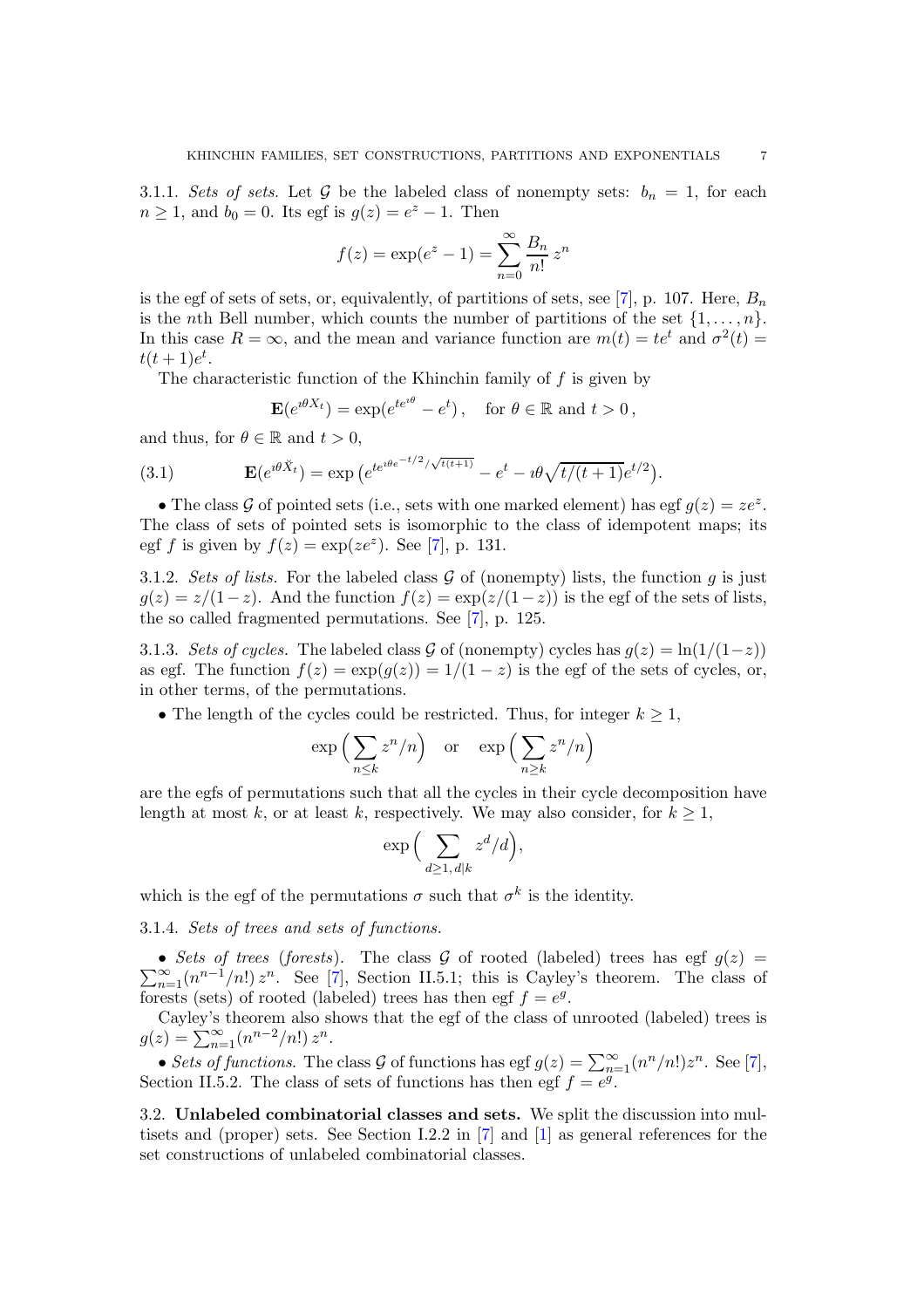3.1.1. *Sets of sets.* Let $\mathcal{G}$ be the labeled class of nonempty sets: $b_n = 1$, for each $n \geq 1$, and $b_0 = 0$. Its egf is $g(z) = e^z - 1$. Then

$$f(z) = \exp(e^z - 1) = \sum_{n=0}^{\infty} \frac{B_n}{n!} z^n$$

is the egf of sets of sets, or, equivalently, of partitions of sets, see [7], p. 107. Here, $B_n$ is the $n$th Bell number, which counts the number of partitions of the set $\{1, \ldots, n\}$. In this case $R = \infty$, and the mean and variance function are $m(t) = te^t$ and $\sigma^2(t) = t(t+1)e^t$.

The characteristic function of the Khinchin family of $f$ is given by

$$\mathbf{E}(e^{\imath\theta X_t}) = \exp(e^{te^{\imath\theta}} - e^t), \quad \text{for } \theta \in \mathbb{R} \text{ and } t > 0,$$

and thus, for $\theta \in \mathbb{R}$ and $t > 0$,

$$\mathbf{E}(e^{\imath\theta \breve{X}_t}) = \exp\left(e^{te^{\imath\theta e^{-t/2}/\sqrt{t(t+1)}}} - e^t - \imath\theta\sqrt{t/(t+1)}e^{t/2}\right). \tag{3.1}$$

• The class $\mathcal{G}$ of pointed sets (i.e., sets with one marked element) has egf $g(z) = ze^z$. The class of sets of pointed sets is isomorphic to the class of idempotent maps; its egf $f$ is given by $f(z) = \exp(ze^z)$. See [7], p. 131.

3.1.2. *Sets of lists.* For the labeled class $\mathcal{G}$ of (nonempty) lists, the function $g$ is just $g(z) = z/(1-z)$. And the function $f(z) = \exp(z/(1-z))$ is the egf of the sets of lists, the so called fragmented permutations. See [7], p. 125.

3.1.3. *Sets of cycles.* The labeled class $\mathcal{G}$ of (nonempty) cycles has $g(z) = \ln(1/(1-z))$ as egf. The function $f(z) = \exp(g(z)) = 1/(1-z)$ is the egf of the sets of cycles, or, in other terms, of the permutations.

• The length of the cycles could be restricted. Thus, for integer $k \geq 1$,

$$\exp\Big(\sum_{n \leq k} z^n/n\Big) \quad \text{or} \quad \exp\Big(\sum_{n \geq k} z^n/n\Big)$$

are the egfs of permutations such that all the cycles in their cycle decomposition have length at most $k$, or at least $k$, respectively. We may also consider, for $k \geq 1$,

$$\exp\Big(\sum_{d \geq 1,\, d | k} z^d/d\Big),$$

which is the egf of the permutations $\sigma$ such that $\sigma^k$ is the identity.

3.1.4. *Sets of trees and sets of functions.*

• *Sets of trees (forests).* The class $\mathcal{G}$ of rooted (labeled) trees has egf $g(z) = \sum_{n=1}^{\infty}(n^{n-1}/n!)\, z^n$. See [7], Section II.5.1; this is Cayley's theorem. The class of forests (sets) of rooted (labeled) trees has then egf $f = e^g$.

Cayley's theorem also shows that the egf of the class of unrooted (labeled) trees is $g(z) = \sum_{n=1}^{\infty}(n^{n-2}/n!)\, z^n$.

• *Sets of functions.* The class $\mathcal{G}$ of functions has egf $g(z) = \sum_{n=1}^{\infty}(n^n/n!) z^n$. See [7], Section II.5.2. The class of sets of functions has then egf $f = e^g$.

3.2. **Unlabeled combinatorial classes and sets.** We split the discussion into multisets and (proper) sets. See Section I.2.2 in [7] and [1] as general references for the set constructions of unlabeled combinatorial classes.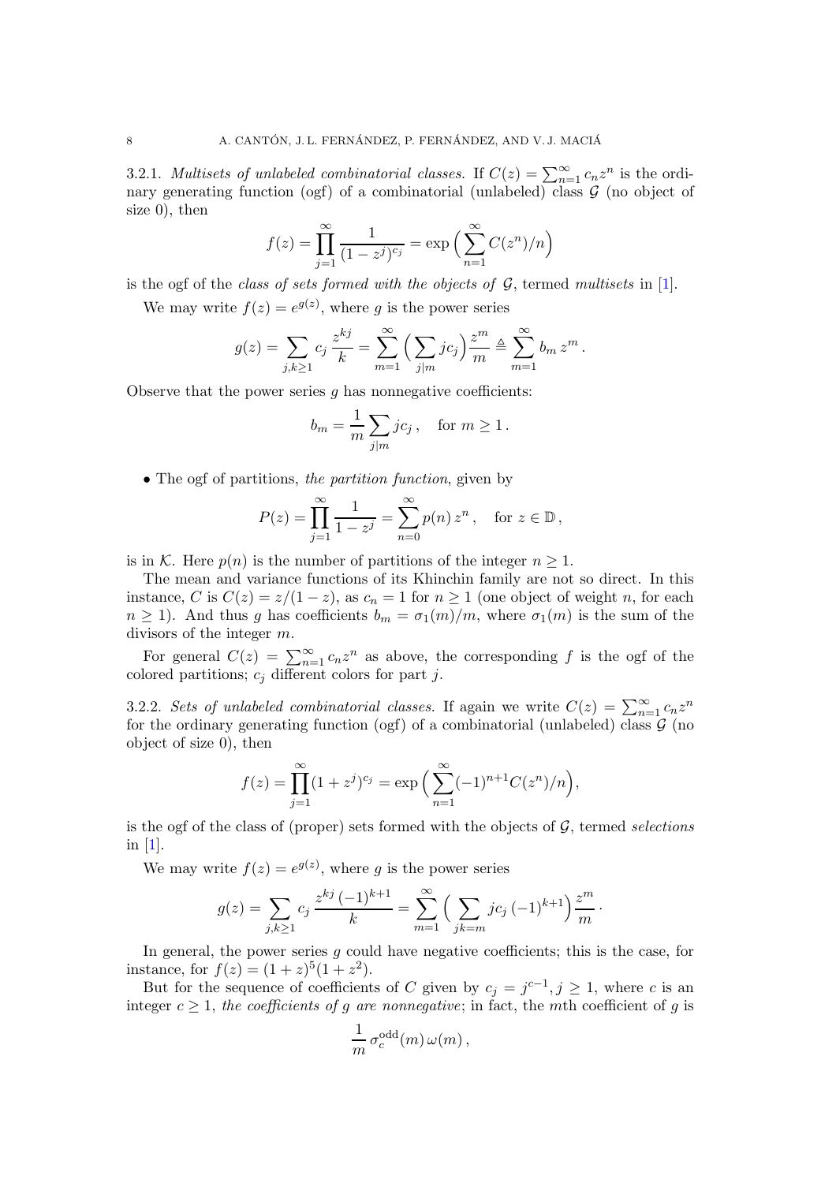3.2.1. *Multisets of unlabeled combinatorial classes.* If $C(z) = \sum_{n=1}^{\infty} c_n z^n$ is the ordinary generating function (ogf) of a combinatorial (unlabeled) class $\mathcal{G}$ (no object of size 0), then

$$f(z) = \prod_{j=1}^{\infty} \frac{1}{(1-z^j)^{c_j}} = \exp\Big(\sum_{n=1}^{\infty} C(z^n)/n\Big)$$

is the ogf of the *class of sets formed with the objects of* $\mathcal{G}$, termed *multisets* in [1].

We may write $f(z) = e^{g(z)}$, where $g$ is the power series

$$g(z) = \sum_{j,k\geq 1} c_j \, \frac{z^{kj}}{k} = \sum_{m=1}^{\infty} \Big(\sum_{j|m} j c_j\Big) \frac{z^m}{m} \triangleq \sum_{m=1}^{\infty} b_m \, z^m \, .$$

Observe that the power series $g$ has nonnegative coefficients:

$$b_m = \frac{1}{m} \sum_{j|m} j c_j \, , \quad \text{for } m \geq 1 \, .$$

- The ogf of partitions, *the partition function*, given by

$$P(z) = \prod_{j=1}^{\infty} \frac{1}{1-z^j} = \sum_{n=0}^{\infty} p(n) \, z^n \, , \quad \text{for } z \in \mathbb{D} \, ,$$

is in $\mathcal{K}$. Here $p(n)$ is the number of partitions of the integer $n \geq 1$.

The mean and variance functions of its Khinchin family are not so direct. In this instance, $C$ is $C(z) = z/(1-z)$, as $c_n = 1$ for $n \geq 1$ (one object of weight $n$, for each $n \geq 1$). And thus $g$ has coefficients $b_m = \sigma_1(m)/m$, where $\sigma_1(m)$ is the sum of the divisors of the integer $m$.

For general $C(z) = \sum_{n=1}^{\infty} c_n z^n$ as above, the corresponding $f$ is the ogf of the colored partitions; $c_j$ different colors for part $j$.

3.2.2. *Sets of unlabeled combinatorial classes.* If again we write $C(z) = \sum_{n=1}^{\infty} c_n z^n$ for the ordinary generating function (ogf) of a combinatorial (unlabeled) class $\mathcal{G}$ (no object of size 0), then

$$f(z) = \prod_{j=1}^{\infty} (1+z^j)^{c_j} = \exp\Big(\sum_{n=1}^{\infty} (-1)^{n+1} C(z^n)/n\Big),$$

is the ogf of the class of (proper) sets formed with the objects of $\mathcal{G}$, termed *selections* in [1].

We may write $f(z) = e^{g(z)}$, where $g$ is the power series

$$g(z) = \sum_{j,k\geq 1} c_j \, \frac{z^{kj} \, (-1)^{k+1}}{k} = \sum_{m=1}^{\infty} \Big(\sum_{jk=m} j c_j \, (-1)^{k+1}\Big) \frac{z^m}{m} \, .$$

In general, the power series $g$ could have negative coefficients; this is the case, for instance, for $f(z) = (1+z)^5(1+z^2)$.

But for the sequence of coefficients of $C$ given by $c_j = j^{c-1}, j \geq 1$, where $c$ is an integer $c \geq 1$, *the coefficients of $g$ are nonnegative*; in fact, the $m$th coefficient of $g$ is

$$\frac{1}{m} \, \sigma_c^{\text{odd}}(m) \, \omega(m) \, ,$$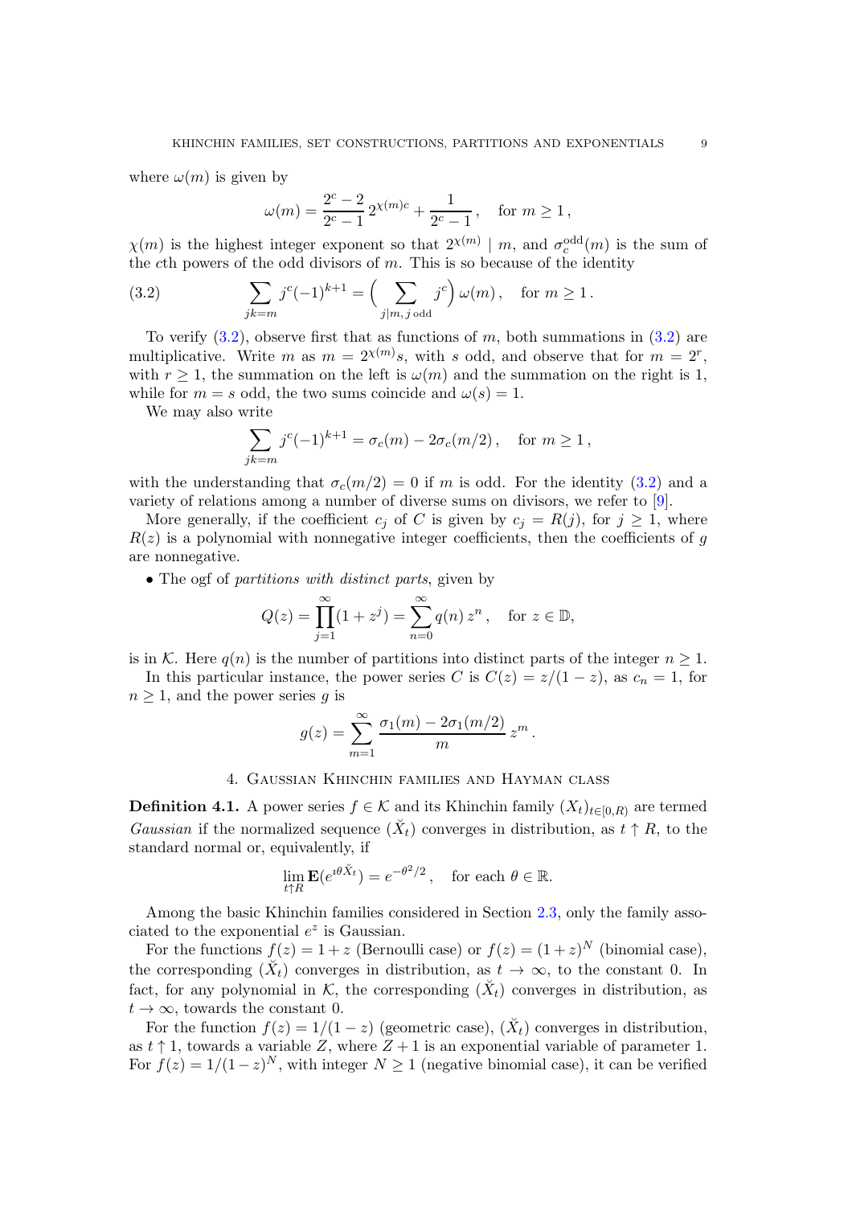where $\omega(m)$ is given by

$$\omega(m) = \frac{2^c - 2}{2^c - 1}\, 2^{\chi(m)c} + \frac{1}{2^c - 1}\,, \quad \text{for } m \geq 1\,,$$

$\chi(m)$ is the highest integer exponent so that $2^{\chi(m)} \mid m$, and $\sigma_c^{\text{odd}}(m)$ is the sum of the $c$th powers of the odd divisors of $m$. This is so because of the identity

$$\sum_{jk=m} j^c (-1)^{k+1} = \Big(\sum_{j|m,\, j \text{ odd}} j^c\Big)\, \omega(m)\,, \quad \text{for } m \geq 1\,. \tag{3.2}$$

To verify (3.2), observe first that as functions of $m$, both summations in (3.2) are multiplicative. Write $m$ as $m = 2^{\chi(m)} s$, with $s$ odd, and observe that for $m = 2^r$, with $r \geq 1$, the summation on the left is $\omega(m)$ and the summation on the right is 1, while for $m = s$ odd, the two sums coincide and $\omega(s) = 1$.

We may also write

$$\sum_{jk=m} j^c (-1)^{k+1} = \sigma_c(m) - 2\sigma_c(m/2)\,, \quad \text{for } m \geq 1\,,$$

with the understanding that $\sigma_c(m/2) = 0$ if $m$ is odd. For the identity (3.2) and a variety of relations among a number of diverse sums on divisors, we refer to [9].

More generally, if the coefficient $c_j$ of $C$ is given by $c_j = R(j)$, for $j \geq 1$, where $R(z)$ is a polynomial with nonnegative integer coefficients, then the coefficients of $g$ are nonnegative.

- The ogf of *partitions with distinct parts*, given by

$$Q(z) = \prod_{j=1}^{\infty} (1 + z^j) = \sum_{n=0}^{\infty} q(n)\, z^n\,, \quad \text{for } z \in \mathbb{D},$$

is in $\mathcal{K}$. Here $q(n)$ is the number of partitions into distinct parts of the integer $n \geq 1$.

In this particular instance, the power series $C$ is $C(z) = z/(1-z)$, as $c_n = 1$, for $n \geq 1$, and the power series $g$ is

$$g(z) = \sum_{m=1}^{\infty} \frac{\sigma_1(m) - 2\sigma_1(m/2)}{m}\, z^m\,.$$

## 4. Gaussian Khinchin families and Hayman class

**Definition 4.1.** A power series $f \in \mathcal{K}$ and its Khinchin family $(X_t)_{t \in [0,R)}$ are termed *Gaussian* if the normalized sequence $(\breve{X}_t)$ converges in distribution, as $t \uparrow R$, to the standard normal or, equivalently, if

$$\lim_{t \uparrow R} \mathbf{E}(e^{\imath \theta \breve{X}_t}) = e^{-\theta^2/2}\,, \quad \text{for each } \theta \in \mathbb{R}.$$

Among the basic Khinchin families considered in Section 2.3, only the family associated to the exponential $e^z$ is Gaussian.

For the functions $f(z) = 1 + z$ (Bernoulli case) or $f(z) = (1+z)^N$ (binomial case), the corresponding $(\breve{X}_t)$ converges in distribution, as $t \to \infty$, to the constant 0. In fact, for any polynomial in $\mathcal{K}$, the corresponding $(\breve{X}_t)$ converges in distribution, as $t \to \infty$, towards the constant 0.

For the function $f(z) = 1/(1-z)$ (geometric case), $(\breve{X}_t)$ converges in distribution, as $t \uparrow 1$, towards a variable $Z$, where $Z + 1$ is an exponential variable of parameter 1. For $f(z) = 1/(1-z)^N$, with integer $N \geq 1$ (negative binomial case), it can be verified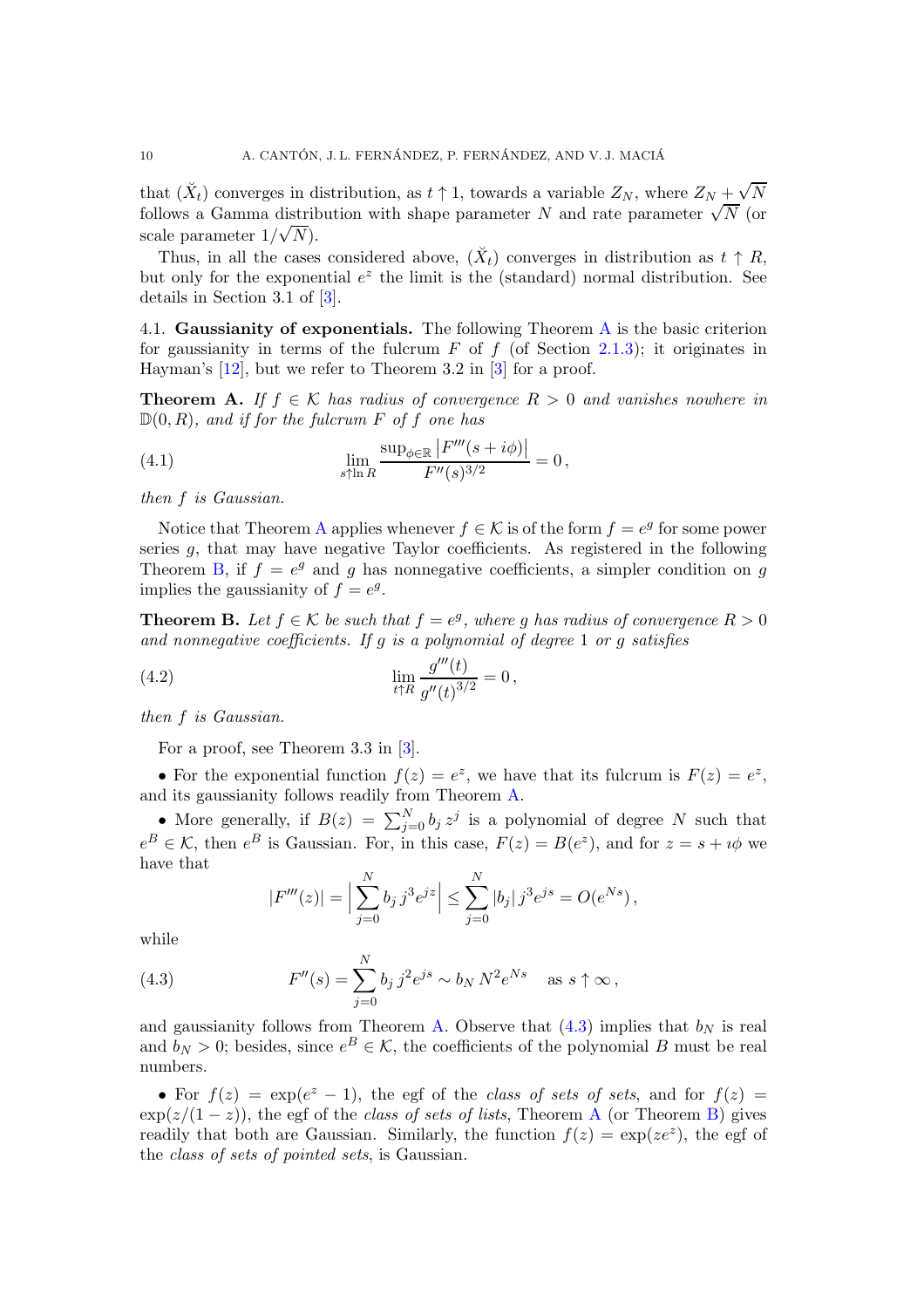that $(\breve{X}_t)$ converges in distribution, as $t \uparrow 1$, towards a variable $Z_N$, where $Z_N + \sqrt{N}$ follows a Gamma distribution with shape parameter $N$ and rate parameter $\sqrt{N}$ (or scale parameter $1/\sqrt{N}$).

Thus, in all the cases considered above, $(\breve{X}_t)$ converges in distribution as $t \uparrow R$, but only for the exponential $e^z$ the limit is the (standard) normal distribution. See details in Section 3.1 of [3].

4.1. **Gaussianity of exponentials.** The following Theorem A is the basic criterion for gaussianity in terms of the fulcrum $F$ of $f$ (of Section 2.1.3); it originates in Hayman's [12], but we refer to Theorem 3.2 in [3] for a proof.

**Theorem A.** *If $f \in \mathcal{K}$ has radius of convergence $R > 0$ and vanishes nowhere in $\mathbb{D}(0, R)$, and if for the fulcrum $F$ of $f$ one has*

$$\lim_{s \uparrow \ln R} \frac{\sup_{\phi \in \mathbb{R}} |F'''(s + i\phi)|}{F''(s)^{3/2}} = 0\,, \tag{4.1}$$

*then $f$ is Gaussian.*

Notice that Theorem A applies whenever $f \in \mathcal{K}$ is of the form $f = e^g$ for some power series $g$, that may have negative Taylor coefficients. As registered in the following Theorem B, if $f = e^g$ and $g$ has nonnegative coefficients, a simpler condition on $g$ implies the gaussianity of $f = e^g$.

**Theorem B.** *Let $f \in \mathcal{K}$ be such that $f = e^g$, where $g$ has radius of convergence $R > 0$ and nonnegative coefficients. If $g$ is a polynomial of degree 1 or $g$ satisfies*

$$\lim_{t \uparrow R} \frac{g'''(t)}{g''(t)^{3/2}} = 0\,, \tag{4.2}$$

*then $f$ is Gaussian.*

For a proof, see Theorem 3.3 in [3].

• For the exponential function $f(z) = e^z$, we have that its fulcrum is $F(z) = e^z$, and its gaussianity follows readily from Theorem A.

• More generally, if $B(z) = \sum_{j=0}^{N} b_j z^j$ is a polynomial of degree $N$ such that $e^B \in \mathcal{K}$, then $e^B$ is Gaussian. For, in this case, $F(z) = B(e^z)$, and for $z = s + i\phi$ we have that

$$|F'''(z)| = \Big| \sum_{j=0}^{N} b_j\, j^3 e^{jz} \Big| \le \sum_{j=0}^{N} |b_j|\, j^3 e^{js} = O(e^{Ns})\,,$$

while

$$F''(s) = \sum_{j=0}^{N} b_j\, j^2 e^{js} \sim b_N\, N^2 e^{Ns} \quad \text{as } s \uparrow \infty\,, \tag{4.3}$$

and gaussianity follows from Theorem A. Observe that (4.3) implies that $b_N$ is real and $b_N > 0$; besides, since $e^B \in \mathcal{K}$, the coefficients of the polynomial $B$ must be real numbers.

• For $f(z) = \exp(e^z - 1)$, the egf of the *class of sets of sets*, and for $f(z) = \exp(z/(1-z))$, the egf of the *class of sets of lists*, Theorem A (or Theorem B) gives readily that both are Gaussian. Similarly, the function $f(z) = \exp(ze^z)$, the egf of the *class of sets of pointed sets*, is Gaussian.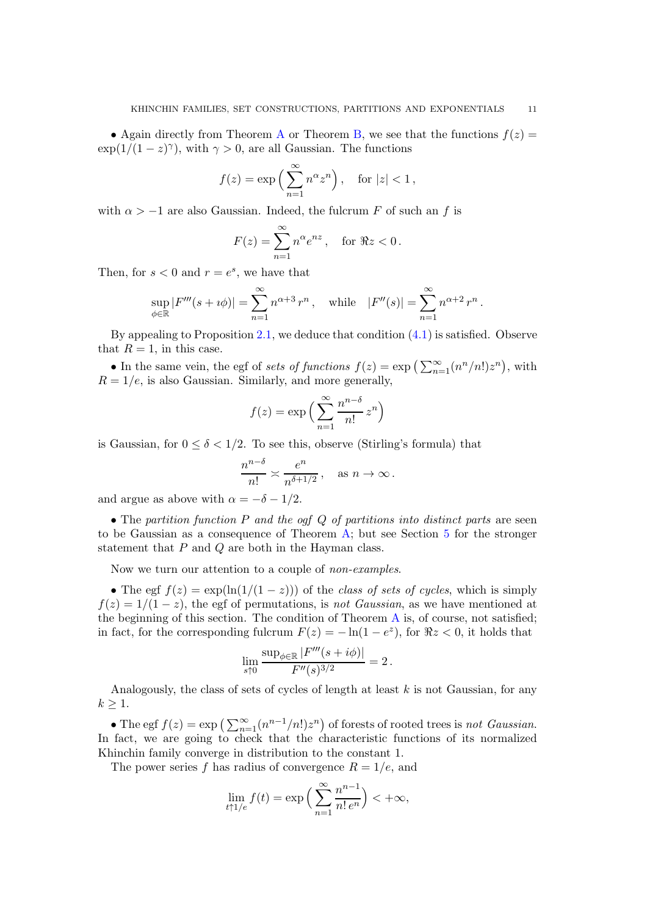• Again directly from Theorem A or Theorem B, we see that the functions $f(z) = \exp(1/(1-z)^\gamma)$, with $\gamma > 0$, are all Gaussian. The functions

$$f(z) = \exp\Big(\sum_{n=1}^\infty n^\alpha z^n\Big)\,, \quad \text{for } |z|<1\,,$$

with $\alpha > -1$ are also Gaussian. Indeed, the fulcrum $F$ of such an $f$ is

$$F(z) = \sum_{n=1}^\infty n^\alpha e^{nz}\,, \quad \text{for } \Re z < 0\,.$$

Then, for $s<0$ and $r = e^s$, we have that

$$\sup_{\phi\in\mathbb{R}} |F'''(s+\imath\phi)| = \sum_{n=1}^\infty n^{\alpha+3}\, r^n\,, \quad \text{while} \quad |F''(s)| = \sum_{n=1}^\infty n^{\alpha+2}\, r^n\,.$$

By appealing to Proposition 2.1, we deduce that condition (4.1) is satisfied. Observe that $R=1$, in this case.

• In the same vein, the egf of *sets of functions* $f(z) = \exp\big(\sum_{n=1}^\infty (n^n/n!) z^n\big)$, with $R = 1/e$, is also Gaussian. Similarly, and more generally,

$$f(z) = \exp\Big(\sum_{n=1}^\infty \frac{n^{n-\delta}}{n!}\, z^n\Big)$$

is Gaussian, for $0 \le \delta < 1/2$. To see this, observe (Stirling's formula) that

$$\frac{n^{n-\delta}}{n!} \asymp \frac{e^n}{n^{\delta+1/2}}\,, \quad \text{as } n\to\infty\,.$$

and argue as above with $\alpha = -\delta - 1/2$.

• The *partition function $P$ and the ogf $Q$ of partitions into distinct parts* are seen to be Gaussian as a consequence of Theorem A; but see Section 5 for the stronger statement that $P$ and $Q$ are both in the Hayman class.

Now we turn our attention to a couple of *non-examples*.

• The egf $f(z) = \exp(\ln(1/(1-z)))$ of the *class of sets of cycles*, which is simply $f(z) = 1/(1-z)$, the egf of permutations, is *not Gaussian*, as we have mentioned at the beginning of this section. The condition of Theorem A is, of course, not satisfied; in fact, for the corresponding fulcrum $F(z) = -\ln(1-e^z)$, for $\Re z < 0$, it holds that

$$\lim_{s\uparrow 0} \frac{\sup_{\phi\in\mathbb{R}} |F'''(s+i\phi)|}{F''(s)^{3/2}} = 2\,.$$

Analogously, the class of sets of cycles of length at least $k$ is not Gaussian, for any $k \ge 1$.

• The egf $f(z) = \exp\big(\sum_{n=1}^\infty (n^{n-1}/n!) z^n\big)$ of forests of rooted trees is *not Gaussian*. In fact, we are going to check that the characteristic functions of its normalized Khinchin family converge in distribution to the constant 1.

The power series $f$ has radius of convergence $R = 1/e$, and

$$\lim_{t\uparrow 1/e} f(t) = \exp\Big(\sum_{n=1}^\infty \frac{n^{n-1}}{n!\, e^n}\Big) < +\infty,$$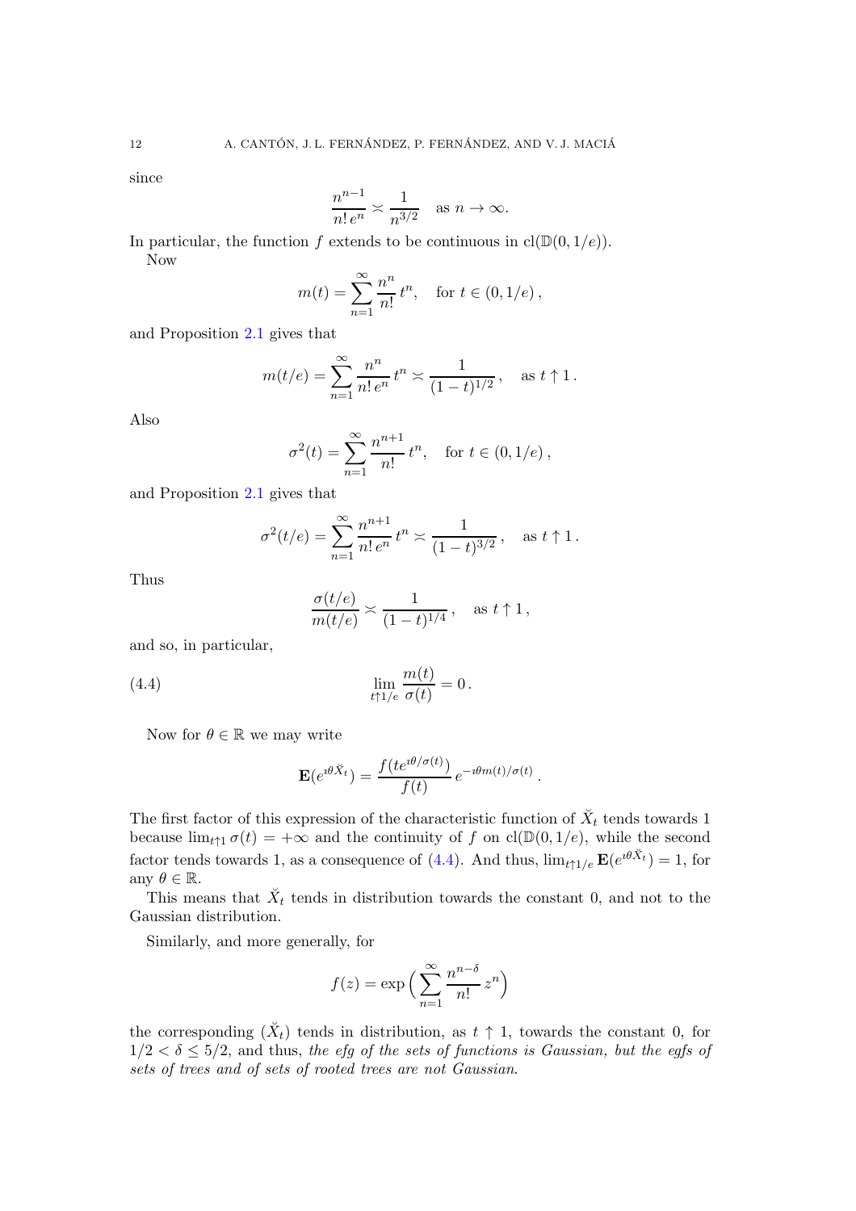since

$$\frac{n^{n-1}}{n!\, e^n} \asymp \frac{1}{n^{3/2}} \quad \text{as } n \to \infty.$$

In particular, the function $f$ extends to be continuous in $\mathrm{cl}(\mathbb{D}(0, 1/e))$.

Now

$$m(t) = \sum_{n=1}^{\infty} \frac{n^n}{n!}\, t^n, \quad \text{for } t \in (0, 1/e)\,,$$

and Proposition 2.1 gives that

$$m(t/e) = \sum_{n=1}^{\infty} \frac{n^n}{n!\, e^n}\, t^n \asymp \frac{1}{(1-t)^{1/2}}\,, \quad \text{as } t \uparrow 1\,.$$

Also

$$\sigma^2(t) = \sum_{n=1}^{\infty} \frac{n^{n+1}}{n!}\, t^n, \quad \text{for } t \in (0, 1/e)\,,$$

and Proposition 2.1 gives that

$$\sigma^2(t/e) = \sum_{n=1}^{\infty} \frac{n^{n+1}}{n!\, e^n}\, t^n \asymp \frac{1}{(1-t)^{3/2}}\,, \quad \text{as } t \uparrow 1\,.$$

Thus

$$\frac{\sigma(t/e)}{m(t/e)} \asymp \frac{1}{(1-t)^{1/4}}\,, \quad \text{as } t \uparrow 1\,,$$

and so, in particular,

$$\lim_{t \uparrow 1/e} \frac{m(t)}{\sigma(t)} = 0\,. \tag{4.4}$$

Now for $\theta \in \mathbb{R}$ we may write

$$\mathbf{E}(e^{\imath \theta \breve{X}_t}) = \frac{f(t e^{\imath \theta/\sigma(t)})}{f(t)}\, e^{-\imath \theta m(t)/\sigma(t)}\,.$$

The first factor of this expression of the characteristic function of $\breve{X}_t$ tends towards 1 because $\lim_{t \uparrow 1} \sigma(t) = +\infty$ and the continuity of $f$ on $\mathrm{cl}(\mathbb{D}(0, 1/e))$, while the second factor tends towards 1, as a consequence of (4.4). And thus, $\lim_{t \uparrow 1/e} \mathbf{E}(e^{\imath \theta \breve{X}_t}) = 1$, for any $\theta \in \mathbb{R}$.

This means that $\breve{X}_t$ tends in distribution towards the constant 0, and not to the Gaussian distribution.

Similarly, and more generally, for

$$f(z) = \exp\Big( \sum_{n=1}^{\infty} \frac{n^{n-\delta}}{n!}\, z^n \Big)$$

the corresponding $(\breve{X}_t)$ tends in distribution, as $t \uparrow 1$, towards the constant 0, for $1/2 < \delta \leq 5/2$, and thus, *the efg of the sets of functions is Gaussian, but the egfs of sets of trees and of sets of rooted trees are not Gaussian.*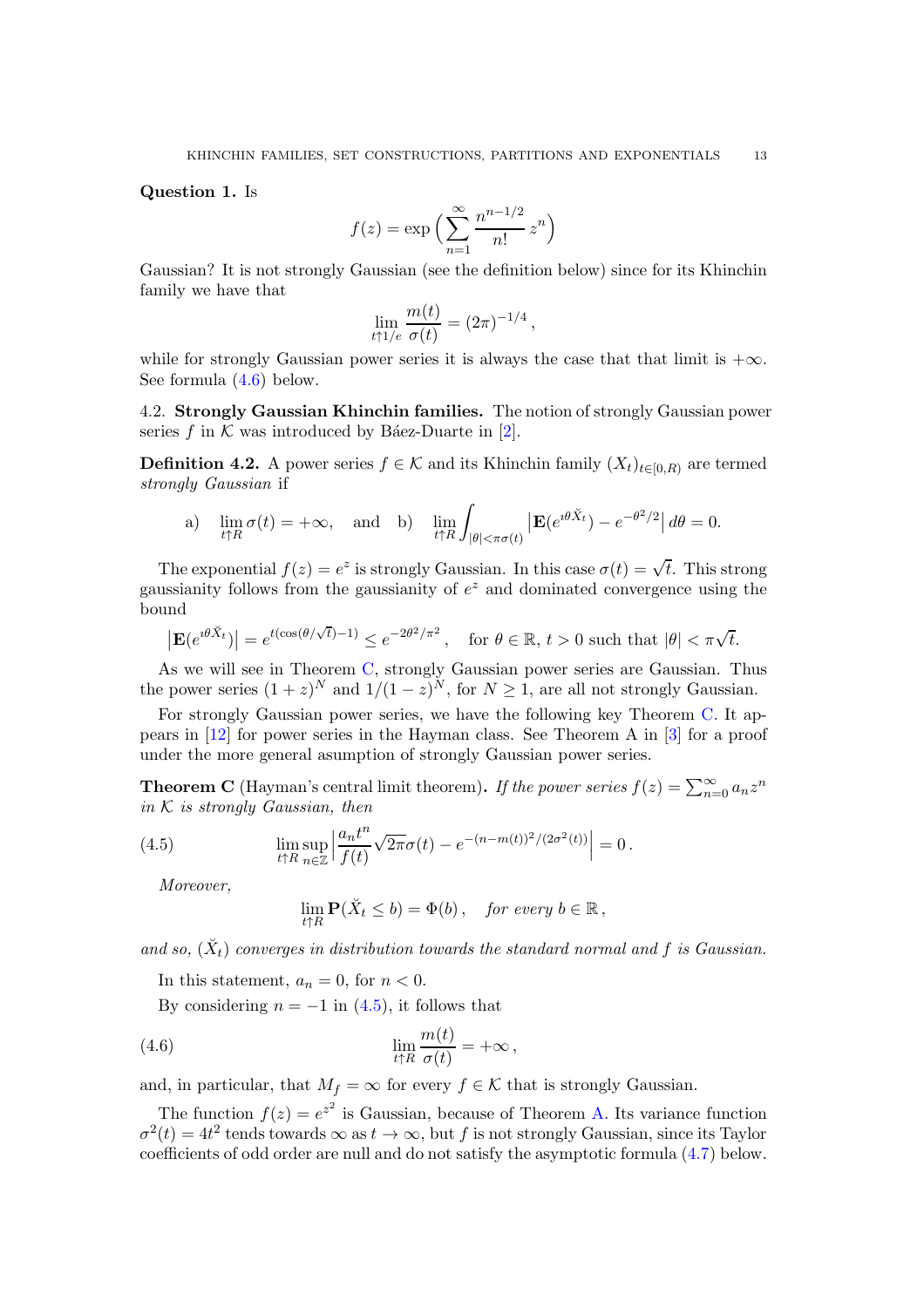**Question 1.** Is

$$f(z) = \exp\Big(\sum_{n=1}^{\infty} \frac{n^{n-1/2}}{n!}\, z^n\Big)$$

Gaussian? It is not strongly Gaussian (see the definition below) since for its Khinchin family we have that

$$\lim_{t \uparrow 1/e} \frac{m(t)}{\sigma(t)} = (2\pi)^{-1/4}\,,$$

while for strongly Gaussian power series it is always the case that that limit is $+\infty$. See formula (4.6) below.

### 4.2. Strongly Gaussian Khinchin families.

The notion of strongly Gaussian power series $f$ in $\mathcal{K}$ was introduced by Báez-Duarte in [2].

**Definition 4.2.** A power series $f \in \mathcal{K}$ and its Khinchin family $(X_t)_{t\in[0,R)}$ are termed *strongly Gaussian* if

$$\text{a)} \quad \lim_{t\uparrow R} \sigma(t) = +\infty, \quad \text{and} \quad \text{b)} \quad \lim_{t\uparrow R} \int_{|\theta|<\pi\sigma(t)} \big|\mathbf{E}(e^{\imath\theta \breve{X}_t}) - e^{-\theta^2/2}\big|\, d\theta = 0.$$

The exponential $f(z) = e^z$ is strongly Gaussian. In this case $\sigma(t) = \sqrt{t}$. This strong gaussianity follows from the gaussianity of $e^z$ and dominated convergence using the bound

$$\big|\mathbf{E}(e^{\imath\theta \breve{X}_t})\big| = e^{t(\cos(\theta/\sqrt{t})-1)} \le e^{-2\theta^2/\pi^2}\,, \quad \text{for } \theta \in \mathbb{R},\ t > 0 \text{ such that } |\theta| < \pi\sqrt{t}.$$

As we will see in Theorem C, strongly Gaussian power series are Gaussian. Thus the power series $(1+z)^N$ and $1/(1-z)^N$, for $N \ge 1$, are all not strongly Gaussian.

For strongly Gaussian power series, we have the following key Theorem C. It appears in [12] for power series in the Hayman class. See Theorem A in [3] for a proof under the more general asumption of strongly Gaussian power series.

**Theorem C** (Hayman's central limit theorem)**.** *If the power series $f(z) = \sum_{n=0}^{\infty} a_n z^n$ in $\mathcal{K}$ is strongly Gaussian, then*

$$\lim_{t\uparrow R} \sup_{n\in\mathbb{Z}} \Big| \frac{a_n t^n}{f(t)} \sqrt{2\pi}\sigma(t) - e^{-(n-m(t))^2/(2\sigma^2(t))} \Big| = 0\,. \tag{4.5}$$

*Moreover,*

$$\lim_{t\uparrow R} \mathbf{P}(\breve{X}_t \le b) = \Phi(b)\,, \quad \textit{for every } b \in \mathbb{R}\,,$$

*and so, $(\breve{X}_t)$ converges in distribution towards the standard normal and $f$ is Gaussian.*

In this statement, $a_n = 0$, for $n < 0$.

By considering $n = -1$ in (4.5), it follows that

$$\lim_{t\uparrow R} \frac{m(t)}{\sigma(t)} = +\infty\,, \tag{4.6}$$

and, in particular, that $M_f = \infty$ for every $f \in \mathcal{K}$ that is strongly Gaussian.

The function $f(z) = e^{z^2}$ is Gaussian, because of Theorem A. Its variance function $\sigma^2(t) = 4t^2$ tends towards $\infty$ as $t \to \infty$, but $f$ is not strongly Gaussian, since its Taylor coefficients of odd order are null and do not satisfy the asymptotic formula (4.7) below.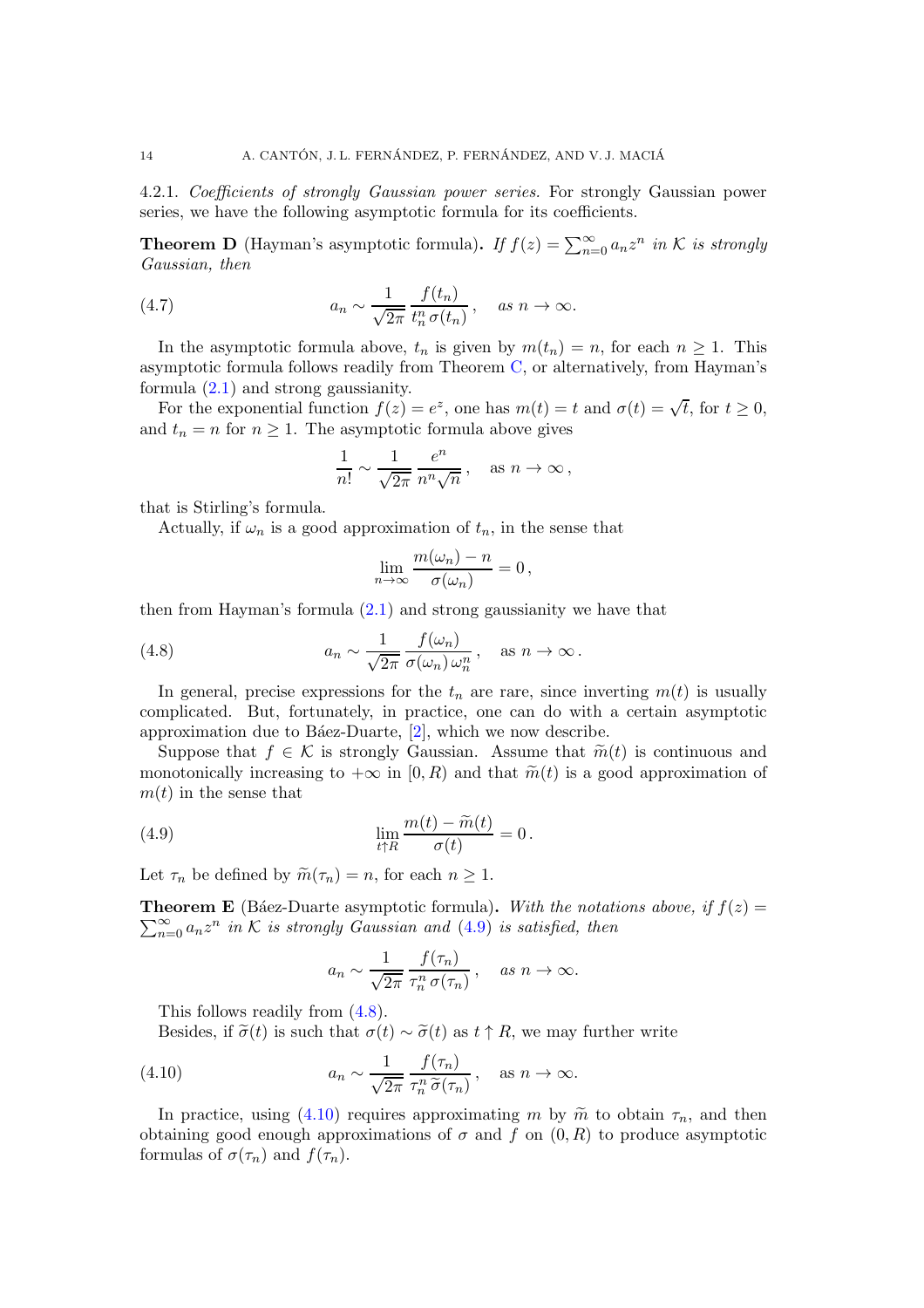4.2.1. *Coefficients of strongly Gaussian power series.* For strongly Gaussian power series, we have the following asymptotic formula for its coefficients.

**Theorem D** (Hayman's asymptotic formula)**.** *If $f(z) = \sum_{n=0}^\infty a_n z^n$ in $\mathcal{K}$ is strongly Gaussian, then*

$$a_n \sim \frac{1}{\sqrt{2\pi}}\,\frac{f(t_n)}{t_n^n\,\sigma(t_n)}\,, \quad \textit{as } n \to \infty. \tag{4.7}$$

In the asymptotic formula above, $t_n$ is given by $m(t_n) = n$, for each $n \geq 1$. This asymptotic formula follows readily from Theorem C, or alternatively, from Hayman's formula (2.1) and strong gaussianity.

For the exponential function $f(z) = e^z$, one has $m(t) = t$ and $\sigma(t) = \sqrt{t}$, for $t \geq 0$, and $t_n = n$ for $n \geq 1$. The asymptotic formula above gives

$$\frac{1}{n!} \sim \frac{1}{\sqrt{2\pi}}\,\frac{e^n}{n^n\sqrt{n}}\,, \quad \text{as } n \to \infty\,,$$

that is Stirling's formula.

Actually, if $\omega_n$ is a good approximation of $t_n$, in the sense that

$$\lim_{n\to\infty} \frac{m(\omega_n) - n}{\sigma(\omega_n)} = 0\,,$$

then from Hayman's formula (2.1) and strong gaussianity we have that

$$a_n \sim \frac{1}{\sqrt{2\pi}}\,\frac{f(\omega_n)}{\sigma(\omega_n)\,\omega_n^n}\,, \quad \text{as } n \to \infty\,. \tag{4.8}$$

In general, precise expressions for the $t_n$ are rare, since inverting $m(t)$ is usually complicated. But, fortunately, in practice, one can do with a certain asymptotic approximation due to Báez-Duarte, [2], which we now describe.

Suppose that $f \in \mathcal{K}$ is strongly Gaussian. Assume that $\widetilde{m}(t)$ is continuous and monotonically increasing to $+\infty$ in $[0, R)$ and that $\widetilde{m}(t)$ is a good approximation of $m(t)$ in the sense that

$$\lim_{t\uparrow R} \frac{m(t) - \widetilde{m}(t)}{\sigma(t)} = 0\,. \tag{4.9}$$

Let $\tau_n$ be defined by $\widetilde{m}(\tau_n) = n$, for each $n \geq 1$.

**Theorem E** (Báez-Duarte asymptotic formula)**.** *With the notations above, if $f(z) = \sum_{n=0}^\infty a_n z^n$ in $\mathcal{K}$ is strongly Gaussian and (4.9) is satisfied, then*

$$a_n \sim \frac{1}{\sqrt{2\pi}}\,\frac{f(\tau_n)}{\tau_n^n\,\sigma(\tau_n)}\,, \quad \textit{as } n \to \infty.$$

This follows readily from (4.8).

Besides, if $\widetilde{\sigma}(t)$ is such that $\sigma(t) \sim \widetilde{\sigma}(t)$ as $t \uparrow R$, we may further write

$$a_n \sim \frac{1}{\sqrt{2\pi}}\,\frac{f(\tau_n)}{\tau_n^n\,\widetilde{\sigma}(\tau_n)}\,, \quad \text{as } n \to \infty. \tag{4.10}$$

In practice, using (4.10) requires approximating $m$ by $\widetilde{m}$ to obtain $\tau_n$, and then obtaining good enough approximations of $\sigma$ and $f$ on $(0, R)$ to produce asymptotic formulas of $\sigma(\tau_n)$ and $f(\tau_n)$.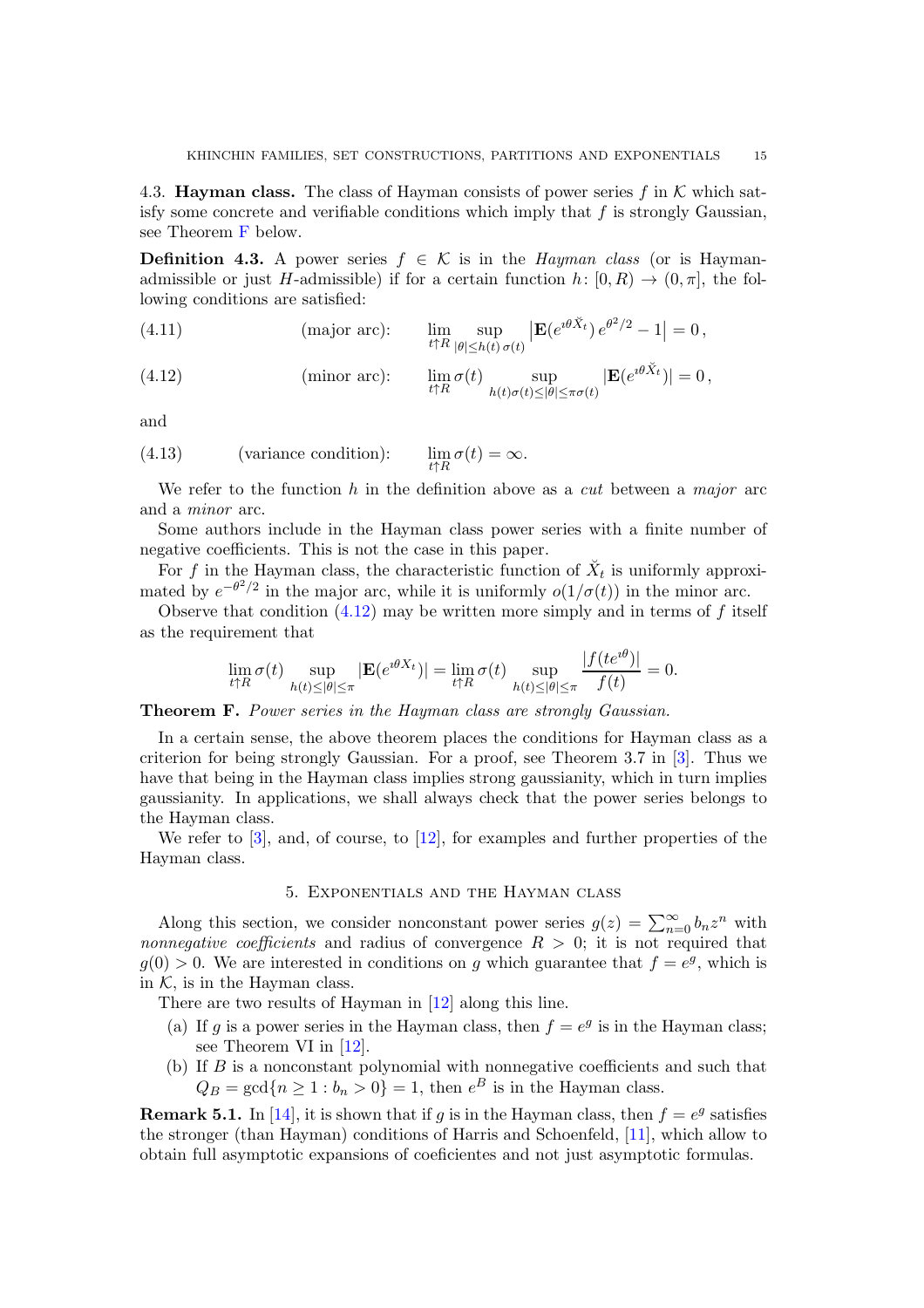4.3. **Hayman class.** The class of Hayman consists of power series $f$ in $\mathcal{K}$ which satisfy some concrete and verifiable conditions which imply that $f$ is strongly Gaussian, see Theorem F below.

**Definition 4.3.** A power series $f \in \mathcal{K}$ is in the *Hayman class* (or is Hayman-admissible or just $H$-admissible) if for a certain function $h\colon [0,R) \to (0,\pi]$, the following conditions are satisfied:

$$\text{(4.11)} \qquad \text{(major arc):} \qquad \lim_{t \uparrow R} \sup_{|\theta| \le h(t)\,\sigma(t)} \left| \mathbf{E}(e^{\imath \theta \breve{X}_t})\, e^{\theta^2/2} - 1 \right| = 0\,,$$

$$\text{(4.12)} \qquad \text{(minor arc):} \qquad \lim_{t \uparrow R} \sigma(t) \sup_{h(t)\sigma(t) \le |\theta| \le \pi\sigma(t)} |\mathbf{E}(e^{\imath \theta \breve{X}_t})| = 0\,,$$

and

$$\text{(4.13)} \qquad \text{(variance condition):} \qquad \lim_{t \uparrow R} \sigma(t) = \infty.$$

We refer to the function $h$ in the definition above as a *cut* between a *major* arc and a *minor* arc.

Some authors include in the Hayman class power series with a finite number of negative coefficients. This is not the case in this paper.

For $f$ in the Hayman class, the characteristic function of $\breve{X}_t$ is uniformly approximated by $e^{-\theta^2/2}$ in the major arc, while it is uniformly $o(1/\sigma(t))$ in the minor arc.

Observe that condition (4.12) may be written more simply and in terms of $f$ itself as the requirement that

$$\lim_{t \uparrow R} \sigma(t) \sup_{h(t) \le |\theta| \le \pi} |\mathbf{E}(e^{\imath \theta X_t})| = \lim_{t \uparrow R} \sigma(t) \sup_{h(t) \le |\theta| \le \pi} \frac{|f(te^{\imath\theta})|}{f(t)} = 0.$$

**Theorem F.** *Power series in the Hayman class are strongly Gaussian.*

In a certain sense, the above theorem places the conditions for Hayman class as a criterion for being strongly Gaussian. For a proof, see Theorem 3.7 in [3]. Thus we have that being in the Hayman class implies strong gaussianity, which in turn implies gaussianity. In applications, we shall always check that the power series belongs to the Hayman class.

We refer to [3], and, of course, to [12], for examples and further properties of the Hayman class.

## 5. Exponentials and the Hayman class

Along this section, we consider nonconstant power series $g(z) = \sum_{n=0}^{\infty} b_n z^n$ with *nonnegative coefficients* and radius of convergence $R > 0$; it is not required that $g(0) > 0$. We are interested in conditions on $g$ which guarantee that $f = e^g$, which is in $\mathcal{K}$, is in the Hayman class.

There are two results of Hayman in [12] along this line.

(a) If $g$ is a power series in the Hayman class, then $f = e^g$ is in the Hayman class; see Theorem VI in [12].

(b) If $B$ is a nonconstant polynomial with nonnegative coefficients and such that $Q_B = \gcd\{n \ge 1 : b_n > 0\} = 1$, then $e^B$ is in the Hayman class.

**Remark 5.1.** In [14], it is shown that if $g$ is in the Hayman class, then $f = e^g$ satisfies the stronger (than Hayman) conditions of Harris and Schoenfeld, [11], which allow to obtain full asymptotic expansions of coeficientes and not just asymptotic formulas.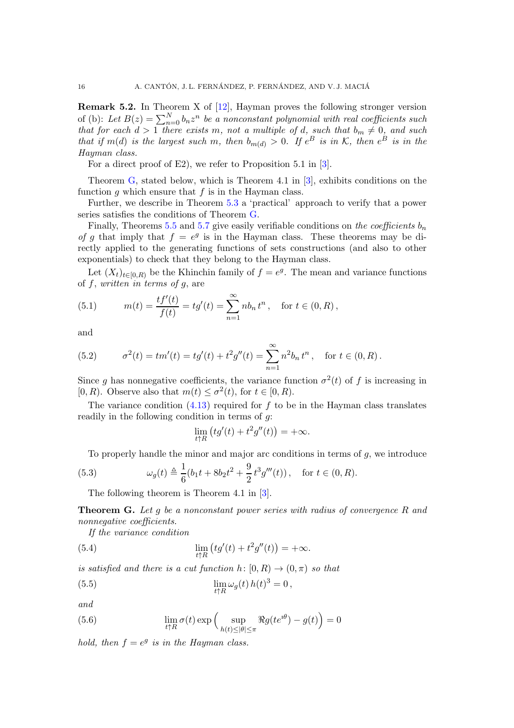**Remark 5.2.** In Theorem X of [12], Hayman proves the following stronger version of (b): *Let $B(z) = \sum_{n=0}^{N} b_n z^n$ be a nonconstant polynomial with real coefficients such that for each $d > 1$ there exists $m$, not a multiple of $d$, such that $b_m \neq 0$, and such that if $m(d)$ is the largest such $m$, then $b_{m(d)} > 0$. If $e^B$ is in $\mathcal{K}$, then $e^B$ is in the Hayman class.*

For a direct proof of E2), we refer to Proposition 5.1 in [3].

Theorem G, stated below, which is Theorem 4.1 in [3], exhibits conditions on the function $g$ which ensure that $f$ is in the Hayman class.

Further, we describe in Theorem 5.3 a 'practical' approach to verify that a power series satisfies the conditions of Theorem G.

Finally, Theorems 5.5 and 5.7 give easily verifiable conditions on *the coefficients $b_n$ of $g$* that imply that $f = e^g$ is in the Hayman class. These theorems may be directly applied to the generating functions of sets constructions (and also to other exponentials) to check that they belong to the Hayman class.

Let $(X_t)_{t\in[0,R)}$ be the Khinchin family of $f = e^g$. The mean and variance functions of $f$, *written in terms of $g$*, are

$$
(5.1)\qquad m(t) = \frac{t f'(t)}{f(t)} = t g'(t) = \sum_{n=1}^{\infty} n b_n\, t^n\,, \quad \text{for } t \in (0, R)\,,
$$

and

$$
(5.2)\qquad \sigma^2(t) = t m'(t) = t g'(t) + t^2 g''(t) = \sum_{n=1}^{\infty} n^2 b_n\, t^n\,, \quad \text{for } t \in (0, R)\,.
$$

Since $g$ has nonnegative coefficients, the variance function $\sigma^2(t)$ of $f$ is increasing in $[0, R)$. Observe also that $m(t) \leq \sigma^2(t)$, for $t \in [0, R)$.

The variance condition (4.13) required for $f$ to be in the Hayman class translates readily in the following condition in terms of $g$:

$$
\lim_{t\uparrow R} \big(t g'(t) + t^2 g''(t)\big) = +\infty.
$$

To properly handle the minor and major arc conditions in terms of $g$, we introduce

$$
(5.3)\qquad \omega_g(t) \triangleq \frac{1}{6}\big(b_1 t + 8 b_2 t^2 + \frac{9}{2}\, t^3 g'''(t)\big)\,, \quad \text{for } t \in (0, R).
$$

The following theorem is Theorem 4.1 in [3].

**Theorem G.** *Let $g$ be a nonconstant power series with radius of convergence $R$ and nonnegative coefficients.*

*If the variance condition*

$$
(5.4)\qquad \lim_{t\uparrow R} \big(t g'(t) + t^2 g''(t)\big) = +\infty.
$$

*is satisfied and there is a cut function $h\colon [0, R) \to (0, \pi)$ so that*

$$
(5.5)\qquad \lim_{t\uparrow R} \omega_g(t)\, h(t)^3 = 0\,,
$$

*and*

$$
(5.6)\qquad \lim_{t\uparrow R} \sigma(t) \exp\Big(\sup_{h(t)\leq|\theta|\leq\pi} \Re g(t e^{\imath\theta}) - g(t)\Big) = 0
$$

*hold, then $f = e^g$ is in the Hayman class.*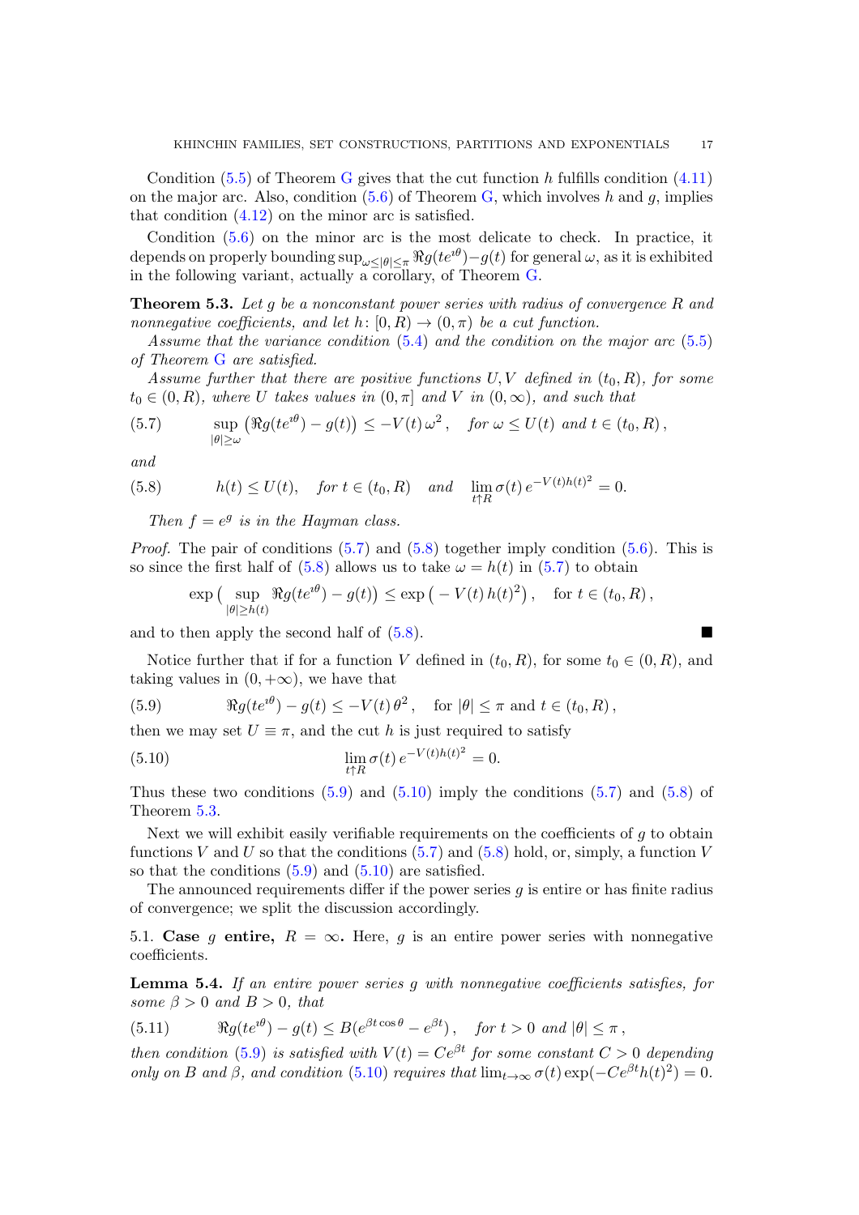Condition (5.5) of Theorem G gives that the cut function $h$ fulfills condition (4.11) on the major arc. Also, condition (5.6) of Theorem G, which involves $h$ and $g$, implies that condition (4.12) on the minor arc is satisfied.

Condition (5.6) on the minor arc is the most delicate to check. In practice, it depends on properly bounding $\sup_{\omega\le|\theta|\le\pi} \Re g(te^{\imath\theta})-g(t)$ for general $\omega$, as it is exhibited in the following variant, actually a corollary, of Theorem G.

**Theorem 5.3.** *Let $g$ be a nonconstant power series with radius of convergence $R$ and nonnegative coefficients, and let $h\colon [0,R)\to(0,\pi)$ be a cut function.*

*Assume that the variance condition (5.4) and the condition on the major arc (5.5) of Theorem G are satisfied.*

*Assume further that there are positive functions $U, V$ defined in $(t_0,R)$, for some $t_0\in(0,R)$, where $U$ takes values in $(0,\pi]$ and $V$ in $(0,\infty)$, and such that*

$$\sup_{|\theta|\ge\omega}\big(\Re g(te^{\imath\theta})-g(t)\big)\le -V(t)\,\omega^2\,,\quad \textit{for } \omega\le U(t) \textit{ and } t\in(t_0,R)\,, \tag{5.7}$$

*and*

$$h(t)\le U(t),\quad \textit{for } t\in(t_0,R) \quad \textit{and} \quad \lim_{t\uparrow R}\sigma(t)\,e^{-V(t)h(t)^2}=0. \tag{5.8}$$

*Then $f=e^g$ is in the Hayman class.*

*Proof.* The pair of conditions (5.7) and (5.8) together imply condition (5.6). This is so since the first half of (5.8) allows us to take $\omega=h(t)$ in (5.7) to obtain

$$\exp\Big(\sup_{|\theta|\ge h(t)}\Re g(te^{\imath\theta})-g(t)\Big)\le \exp\big(-V(t)\,h(t)^2\big)\,,\quad \text{for } t\in(t_0,R)\,,$$

and to then apply the second half of (5.8). ∎

Notice further that if for a function $V$ defined in $(t_0,R)$, for some $t_0\in(0,R)$, and taking values in $(0,+\infty)$, we have that

$$\Re g(te^{\imath\theta})-g(t)\le -V(t)\,\theta^2\,,\quad \text{for } |\theta|\le\pi \text{ and } t\in(t_0,R)\,, \tag{5.9}$$

then we may set $U\equiv\pi$, and the cut $h$ is just required to satisfy

$$\lim_{t\uparrow R}\sigma(t)\,e^{-V(t)h(t)^2}=0. \tag{5.10}$$

Thus these two conditions (5.9) and (5.10) imply the conditions (5.7) and (5.8) of Theorem 5.3.

Next we will exhibit easily verifiable requirements on the coefficients of $g$ to obtain functions $V$ and $U$ so that the conditions (5.7) and (5.8) hold, or, simply, a function $V$ so that the conditions (5.9) and (5.10) are satisfied.

The announced requirements differ if the power series $g$ is entire or has finite radius of convergence; we split the discussion accordingly.

### 5.1. Case $g$ entire, $R=\infty$.

Here, $g$ is an entire power series with nonnegative coefficients.

**Lemma 5.4.** *If an entire power series $g$ with nonnegative coefficients satisfies, for some $\beta>0$ and $B>0$, that*

$$\Re g(te^{\imath\theta})-g(t)\le B\big(e^{\beta t\cos\theta}-e^{\beta t}\big)\,,\quad \textit{for } t>0 \textit{ and } |\theta|\le\pi\,, \tag{5.11}$$

*then condition (5.9) is satisfied with $V(t)=Ce^{\beta t}$ for some constant $C>0$ depending only on $B$ and $\beta$, and condition (5.10) requires that $\lim_{t\to\infty}\sigma(t)\exp(-Ce^{\beta t}h(t)^2)=0$.*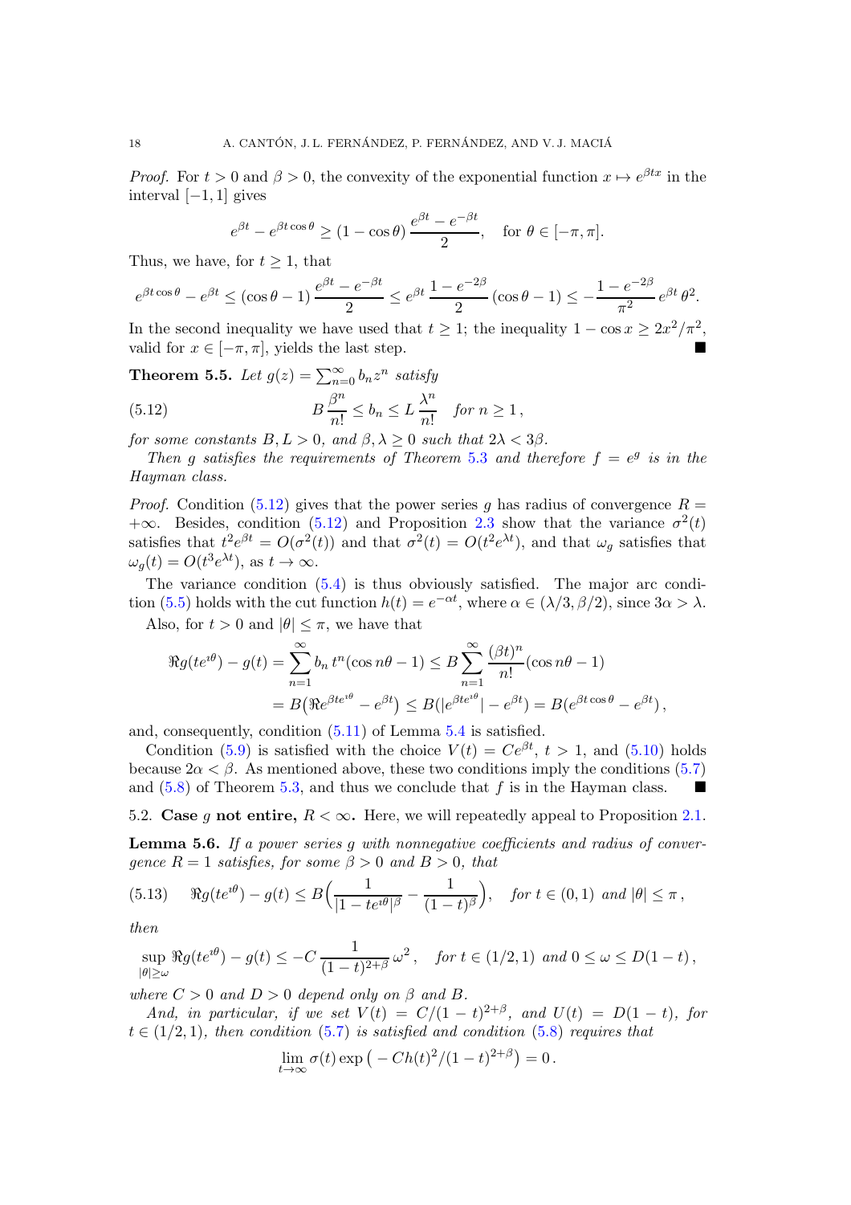*Proof.* For $t > 0$ and $\beta > 0$, the convexity of the exponential function $x \mapsto e^{\beta t x}$ in the interval $[-1, 1]$ gives

$$e^{\beta t} - e^{\beta t \cos\theta} \geq (1 - \cos\theta)\,\frac{e^{\beta t} - e^{-\beta t}}{2}, \quad \text{for } \theta \in [-\pi, \pi].$$

Thus, we have, for $t \geq 1$, that

$$e^{\beta t \cos\theta} - e^{\beta t} \leq (\cos\theta - 1)\,\frac{e^{\beta t} - e^{-\beta t}}{2} \leq e^{\beta t}\,\frac{1 - e^{-2\beta}}{2}\,(\cos\theta - 1) \leq -\frac{1 - e^{-2\beta}}{\pi^2}\,e^{\beta t}\,\theta^2.$$

In the second inequality we have used that $t \geq 1$; the inequality $1 - \cos x \geq 2x^2/\pi^2$, valid for $x \in [-\pi, \pi]$, yields the last step. ∎

**Theorem 5.5.** *Let $g(z) = \sum_{n=0}^\infty b_n z^n$ satisfy*

$$B\,\frac{\beta^n}{n!} \leq b_n \leq L\,\frac{\lambda^n}{n!} \quad \textit{for } n \geq 1\,, \tag{5.12}$$

*for some constants $B, L > 0$, and $\beta, \lambda \geq 0$ such that $2\lambda < 3\beta$.*

*Then $g$ satisfies the requirements of Theorem 5.3 and therefore $f = e^g$ is in the Hayman class.*

*Proof.* Condition (5.12) gives that the power series $g$ has radius of convergence $R = +\infty$. Besides, condition (5.12) and Proposition 2.3 show that the variance $\sigma^2(t)$ satisfies that $t^2 e^{\beta t} = O(\sigma^2(t))$ and that $\sigma^2(t) = O(t^2 e^{\lambda t})$, and that $\omega_g$ satisfies that $\omega_g(t) = O(t^3 e^{\lambda t})$, as $t \to \infty$.

The variance condition (5.4) is thus obviously satisfied. The major arc condition (5.5) holds with the cut function $h(t) = e^{-\alpha t}$, where $\alpha \in (\lambda/3, \beta/2)$, since $3\alpha > \lambda$.

Also, for $t > 0$ and $|\theta| \leq \pi$, we have that

$$\begin{aligned}
\Re g(te^{\imath\theta}) - g(t) &= \sum_{n=1}^\infty b_n\,t^n(\cos n\theta - 1) \leq B\sum_{n=1}^\infty \frac{(\beta t)^n}{n!}(\cos n\theta - 1)\\
&= B\big(\Re e^{\beta t e^{\imath\theta}} - e^{\beta t}\big) \leq B(|e^{\beta t e^{\imath\theta}}| - e^{\beta t}) = B(e^{\beta t\cos\theta} - e^{\beta t})\,,
\end{aligned}$$

and, consequently, condition (5.11) of Lemma 5.4 is satisfied.

Condition (5.9) is satisfied with the choice $V(t) = Ce^{\beta t}$, $t > 1$, and (5.10) holds because $2\alpha < \beta$. As mentioned above, these two conditions imply the conditions (5.7) and (5.8) of Theorem 5.3, and thus we conclude that $f$ is in the Hayman class. ∎

### 5.2. Case $g$ not entire, $R < \infty$.

Here, we will repeatedly appeal to Proposition 2.1.

**Lemma 5.6.** *If a power series $g$ with nonnegative coefficients and radius of convergence $R = 1$ satisfies, for some $\beta > 0$ and $B > 0$, that*

$$\Re g(te^{\imath\theta}) - g(t) \leq B\Big(\frac{1}{|1 - te^{\imath\theta}|^\beta} - \frac{1}{(1-t)^\beta}\Big), \quad \textit{for } t \in (0,1) \textit{ and } |\theta| \leq \pi\,, \tag{5.13}$$

*then*

$$\sup_{|\theta|\geq\omega} \Re g(te^{\imath\theta}) - g(t) \leq -C\,\frac{1}{(1-t)^{2+\beta}}\,\omega^2\,, \quad \textit{for } t \in (1/2, 1) \textit{ and } 0 \leq \omega \leq D(1-t)\,,$$

*where $C > 0$ and $D > 0$ depend only on $\beta$ and $B$.*

*And, in particular, if we set $V(t) = C/(1-t)^{2+\beta}$, and $U(t) = D(1-t)$, for $t \in (1/2, 1)$, then condition (5.7) is satisfied and condition (5.8) requires that*

$$\lim_{t\to\infty} \sigma(t)\exp\big(-Ch(t)^2/(1-t)^{2+\beta}\big) = 0\,.$$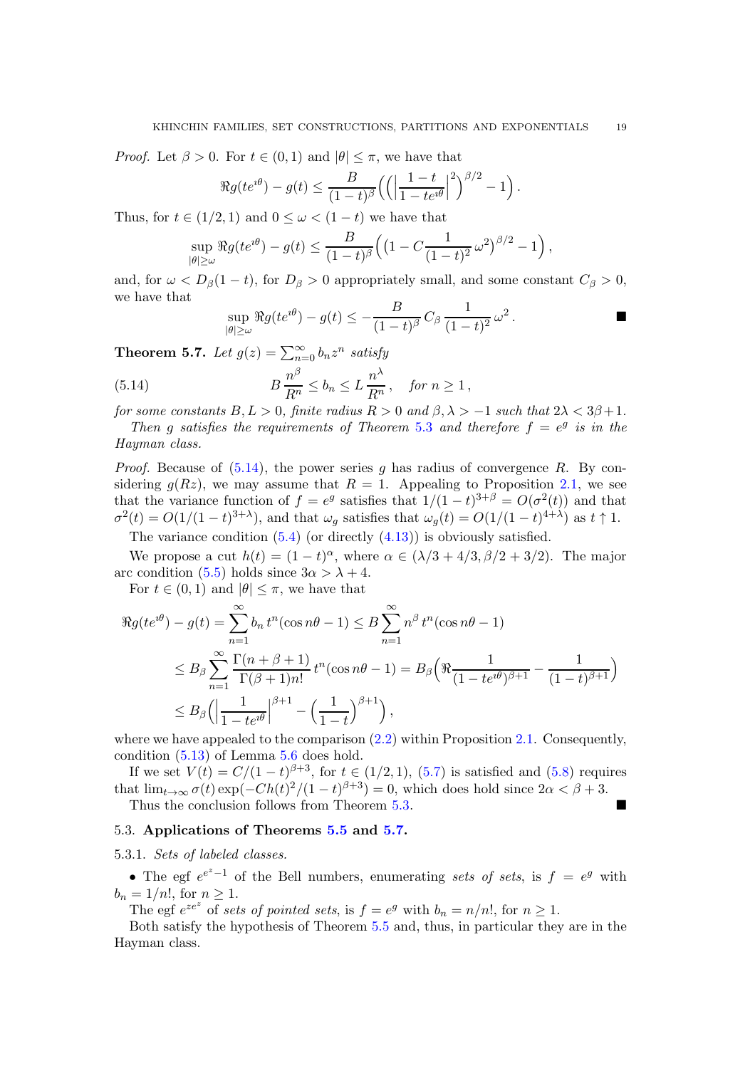*Proof.* Let $\beta > 0$. For $t \in (0,1)$ and $|\theta| \le \pi$, we have that

$$\Re g(te^{\imath\theta}) - g(t) \le \frac{B}{(1-t)^\beta}\Big(\Big(\Big|\frac{1-t}{1-te^{\imath\theta}}\Big|^2\Big)^{\beta/2} - 1\Big).$$

Thus, for $t \in (1/2, 1)$ and $0 \le \omega < (1-t)$ we have that

$$\sup_{|\theta|\ge\omega} \Re g(te^{\imath\theta}) - g(t) \le \frac{B}{(1-t)^\beta}\Big(\big(1 - C\frac{1}{(1-t)^2}\,\omega^2\big)^{\beta/2} - 1\Big),$$

and, for $\omega < D_\beta(1-t)$, for $D_\beta > 0$ appropriately small, and some constant $C_\beta > 0$, we have that

$$\sup_{|\theta|\ge\omega} \Re g(te^{\imath\theta}) - g(t) \le -\frac{B}{(1-t)^\beta}\,C_\beta\,\frac{1}{(1-t)^2}\,\omega^2\,. \qquad \blacksquare$$

**Theorem 5.7.** *Let $g(z) = \sum_{n=0}^\infty b_n z^n$ satisfy*

$$B\,\frac{n^\beta}{R^n} \le b_n \le L\,\frac{n^\lambda}{R^n}\,, \quad \textit{for } n \ge 1\,, \tag{5.14}$$

*for some constants $B, L > 0$, finite radius $R > 0$ and $\beta, \lambda > -1$ such that $2\lambda < 3\beta + 1$.*

*Then $g$ satisfies the requirements of Theorem 5.3 and therefore $f = e^g$ is in the Hayman class.*

*Proof.* Because of (5.14), the power series $g$ has radius of convergence $R$. By considering $g(Rz)$, we may assume that $R = 1$. Appealing to Proposition 2.1, we see that the variance function of $f = e^g$ satisfies that $1/(1-t)^{3+\beta} = O(\sigma^2(t))$ and that $\sigma^2(t) = O(1/(1-t)^{3+\lambda})$, and that $\omega_g$ satisfies that $\omega_g(t) = O(1/(1-t)^{4+\lambda})$ as $t \uparrow 1$.

The variance condition (5.4) (or directly (4.13)) is obviously satisfied.

We propose a cut $h(t) = (1-t)^\alpha$, where $\alpha \in (\lambda/3 + 4/3, \beta/2 + 3/2)$. The major arc condition (5.5) holds since $3\alpha > \lambda + 4$.

For $t \in (0,1)$ and $|\theta| \le \pi$, we have that

$$\begin{aligned}
\Re g(te^{\imath\theta}) - g(t) &= \sum_{n=1}^\infty b_n\, t^n(\cos n\theta - 1) \le B\sum_{n=1}^\infty n^\beta\, t^n(\cos n\theta - 1)\\
&\le B_\beta \sum_{n=1}^\infty \frac{\Gamma(n+\beta+1)}{\Gamma(\beta+1)n!}\, t^n(\cos n\theta - 1) = B_\beta\Big(\Re\frac{1}{(1-te^{\imath\theta})^{\beta+1}} - \frac{1}{(1-t)^{\beta+1}}\Big)\\
&\le B_\beta\Big(\Big|\frac{1}{1-te^{\imath\theta}}\Big|^{\beta+1} - \Big(\frac{1}{1-t}\Big)^{\beta+1}\Big),
\end{aligned}$$

where we have appealed to the comparison (2.2) within Proposition 2.1. Consequently, condition (5.13) of Lemma 5.6 does hold.

If we set $V(t) = C/(1-t)^{\beta+3}$, for $t \in (1/2, 1)$, (5.7) is satisfied and (5.8) requires that $\lim_{t\to\infty} \sigma(t)\exp(-Ch(t)^2/(1-t)^{\beta+3}) = 0$, which does hold since $2\alpha < \beta + 3$.

Thus the conclusion follows from Theorem 5.3. $\blacksquare$

### 5.3. Applications of Theorems 5.5 and 5.7.

#### 5.3.1. *Sets of labeled classes.*

- The egf $e^{e^z - 1}$ of the Bell numbers, enumerating *sets of sets*, is $f = e^g$ with $b_n = 1/n!$, for $n \ge 1$.

The egf $e^{ze^z}$ of *sets of pointed sets*, is $f = e^g$ with $b_n = n/n!$, for $n \ge 1$.

Both satisfy the hypothesis of Theorem 5.5 and, thus, in particular they are in the Hayman class.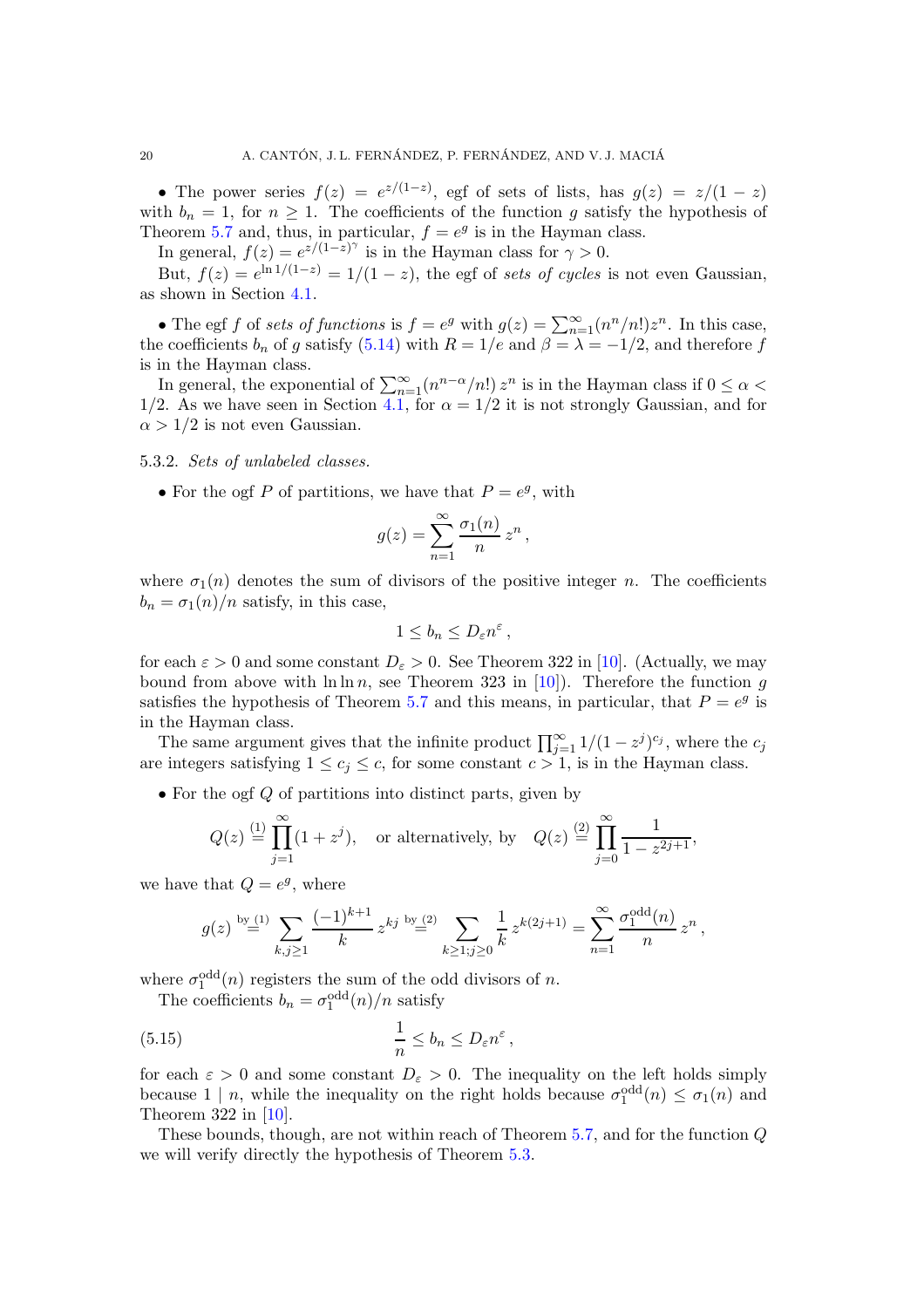• The power series $f(z) = e^{z/(1-z)}$, egf of sets of lists, has $g(z) = z/(1-z)$ with $b_n = 1$, for $n \geq 1$. The coefficients of the function $g$ satisfy the hypothesis of Theorem 5.7 and, thus, in particular, $f = e^g$ is in the Hayman class.

In general, $f(z) = e^{z/(1-z)^\gamma}$ is in the Hayman class for $\gamma > 0$.

But, $f(z) = e^{\ln 1/(1-z)} = 1/(1-z)$, the egf of *sets of cycles* is not even Gaussian, as shown in Section 4.1.

• The egf $f$ of *sets of functions* is $f = e^g$ with $g(z) = \sum_{n=1}^\infty (n^n/n!) z^n$. In this case, the coefficients $b_n$ of $g$ satisfy (5.14) with $R = 1/e$ and $\beta = \lambda = -1/2$, and therefore $f$ is in the Hayman class.

In general, the exponential of $\sum_{n=1}^\infty (n^{n-\alpha}/n!)\, z^n$ is in the Hayman class if $0 \leq \alpha < 1/2$. As we have seen in Section 4.1, for $\alpha = 1/2$ it is not strongly Gaussian, and for $\alpha > 1/2$ is not even Gaussian.

5.3.2. *Sets of unlabeled classes.*

• For the ogf $P$ of partitions, we have that $P = e^g$, with

$$g(z) = \sum_{n=1}^\infty \frac{\sigma_1(n)}{n}\, z^n\,,$$

where $\sigma_1(n)$ denotes the sum of divisors of the positive integer $n$. The coefficients $b_n = \sigma_1(n)/n$ satisfy, in this case,

$$1 \leq b_n \leq D_\varepsilon n^\varepsilon\,,$$

for each $\varepsilon > 0$ and some constant $D_\varepsilon > 0$. See Theorem 322 in [10]. (Actually, we may bound from above with $\ln \ln n$, see Theorem 323 in [10]). Therefore the function $g$ satisfies the hypothesis of Theorem 5.7 and this means, in particular, that $P = e^g$ is in the Hayman class.

The same argument gives that the infinite product $\prod_{j=1}^\infty 1/(1-z^j)^{c_j}$, where the $c_j$ are integers satisfying $1 \leq c_j \leq c$, for some constant $c > 1$, is in the Hayman class.

• For the ogf $Q$ of partitions into distinct parts, given by

$$Q(z) \overset{(1)}{=} \prod_{j=1}^\infty (1 + z^j), \quad \text{or alternatively, by} \quad Q(z) \overset{(2)}{=} \prod_{j=0}^\infty \frac{1}{1 - z^{2j+1}},$$

we have that $Q = e^g$, where

$$g(z) \overset{\text{by (1)}}{=} \sum_{k,j \geq 1} \frac{(-1)^{k+1}}{k}\, z^{kj} \overset{\text{by (2)}}{=} \sum_{k\geq 1; j \geq 0} \frac{1}{k}\, z^{k(2j+1)} = \sum_{n=1}^\infty \frac{\sigma_1^{\text{odd}}(n)}{n}\, z^n\,,$$

where $\sigma_1^{\text{odd}}(n)$ registers the sum of the odd divisors of $n$.

The coefficients $b_n = \sigma_1^{\text{odd}}(n)/n$ satisfy

$$\frac{1}{n} \leq b_n \leq D_\varepsilon n^\varepsilon\,, \tag{5.15}$$

for each $\varepsilon > 0$ and some constant $D_\varepsilon > 0$. The inequality on the left holds simply because $1 \mid n$, while the inequality on the right holds because $\sigma_1^{\text{odd}}(n) \leq \sigma_1(n)$ and Theorem 322 in [10].

These bounds, though, are not within reach of Theorem 5.7, and for the function $Q$ we will verify directly the hypothesis of Theorem 5.3.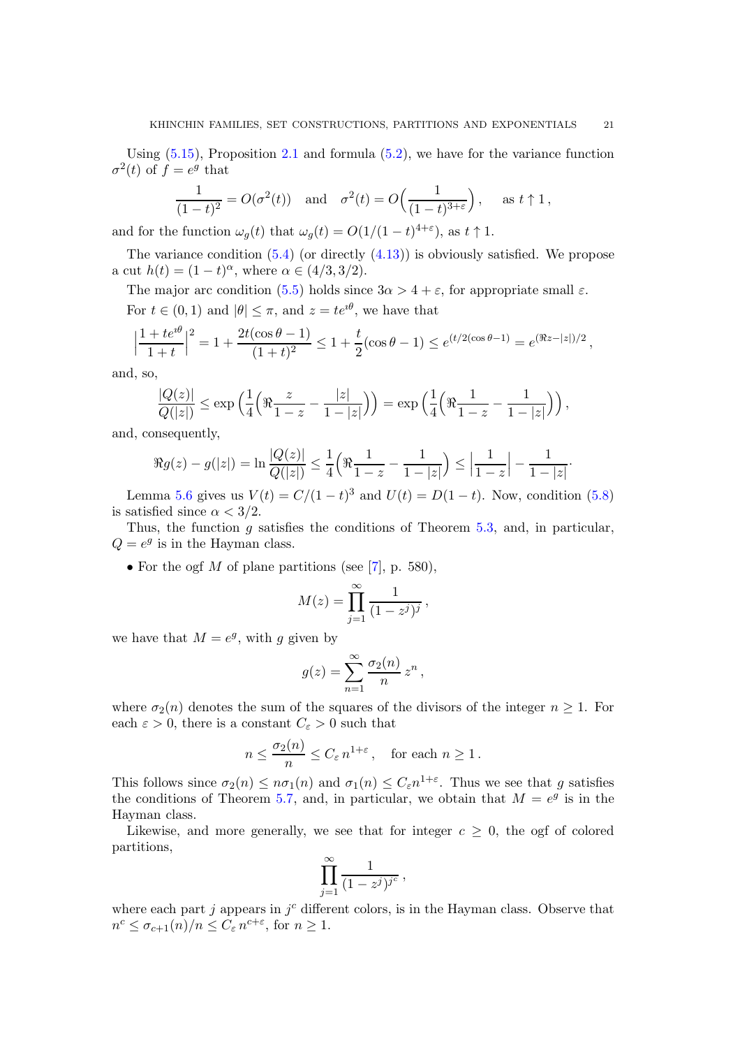Using (5.15), Proposition 2.1 and formula (5.2), we have for the variance function $\sigma^2(t)$ of $f = e^g$ that

$$\frac{1}{(1-t)^2} = O(\sigma^2(t)) \quad \text{and} \quad \sigma^2(t) = O\Big(\frac{1}{(1-t)^{3+\varepsilon}}\Big), \quad \text{as } t \uparrow 1,$$

and for the function $\omega_g(t)$ that $\omega_g(t) = O(1/(1-t)^{4+\varepsilon})$, as $t \uparrow 1$.

The variance condition (5.4) (or directly (4.13)) is obviously satisfied. We propose a cut $h(t) = (1-t)^\alpha$, where $\alpha \in (4/3, 3/2)$.

The major arc condition (5.5) holds since $3\alpha > 4 + \varepsilon$, for appropriate small $\varepsilon$.

For $t \in (0,1)$ and $|\theta| \le \pi$, and $z = te^{\imath\theta}$, we have that

$$\Big|\frac{1+te^{\imath\theta}}{1+t}\Big|^2 = 1 + \frac{2t(\cos\theta - 1)}{(1+t)^2} \le 1 + \frac{t}{2}(\cos\theta - 1) \le e^{(t/2(\cos\theta-1)} = e^{(\Re z - |z|)/2},$$

and, so,

$$\frac{|Q(z)|}{Q(|z|)} \le \exp\Big(\frac{1}{4}\Big(\Re\frac{z}{1-z} - \frac{|z|}{1-|z|}\Big)\Big) = \exp\Big(\frac{1}{4}\Big(\Re\frac{1}{1-z} - \frac{1}{1-|z|}\Big)\Big),$$

and, consequently,

$$\Re g(z) - g(|z|) = \ln\frac{|Q(z)|}{Q(|z|)} \le \frac{1}{4}\Big(\Re\frac{1}{1-z} - \frac{1}{1-|z|}\Big) \le \Big|\frac{1}{1-z}\Big| - \frac{1}{1-|z|}.$$

Lemma 5.6 gives us $V(t) = C/(1-t)^3$ and $U(t) = D(1-t)$. Now, condition (5.8) is satisfied since $\alpha < 3/2$.

Thus, the function $g$ satisfies the conditions of Theorem 5.3, and, in particular, $Q = e^g$ is in the Hayman class.

- For the ogf $M$ of plane partitions (see [7], p. 580),

$$M(z) = \prod_{j=1}^{\infty} \frac{1}{(1-z^j)^j},$$

we have that $M = e^g$, with $g$ given by

$$g(z) = \sum_{n=1}^{\infty} \frac{\sigma_2(n)}{n} z^n,$$

where $\sigma_2(n)$ denotes the sum of the squares of the divisors of the integer $n \ge 1$. For each $\varepsilon > 0$, there is a constant $C_\varepsilon > 0$ such that

$$n \le \frac{\sigma_2(n)}{n} \le C_\varepsilon\, n^{1+\varepsilon}, \quad \text{for each } n \ge 1.$$

This follows since $\sigma_2(n) \le n\sigma_1(n)$ and $\sigma_1(n) \le C_\varepsilon n^{1+\varepsilon}$. Thus we see that $g$ satisfies the conditions of Theorem 5.7, and, in particular, we obtain that $M = e^g$ is in the Hayman class.

Likewise, and more generally, we see that for integer $c \ge 0$, the ogf of colored partitions,

$$\prod_{j=1}^{\infty} \frac{1}{(1-z^j)^{j^c}},$$

where each part $j$ appears in $j^c$ different colors, is in the Hayman class. Observe that $n^c \le \sigma_{c+1}(n)/n \le C_\varepsilon\, n^{c+\varepsilon}$, for $n \ge 1$.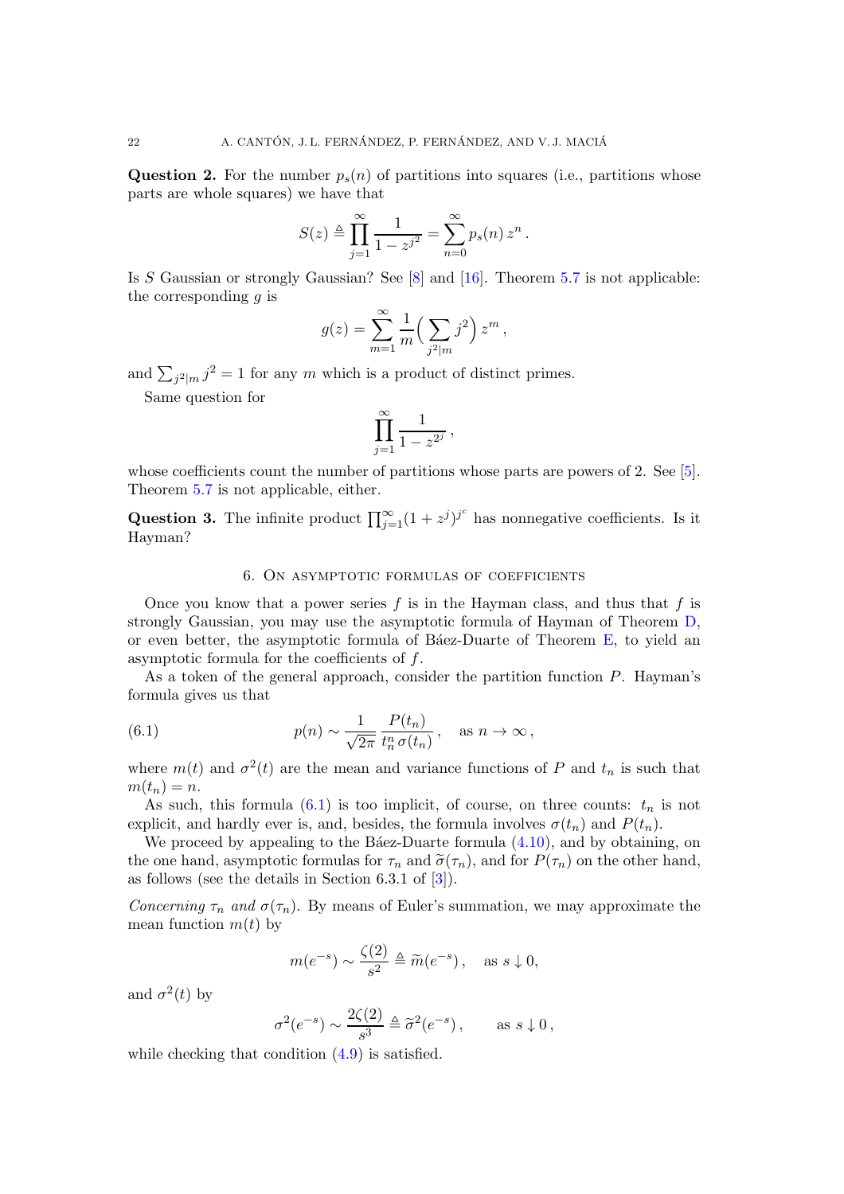**Question 2.** For the number $p_s(n)$ of partitions into squares (i.e., partitions whose parts are whole squares) we have that

$$S(z) \triangleq \prod_{j=1}^{\infty} \frac{1}{1-z^{j^2}} = \sum_{n=0}^{\infty} p_s(n)\, z^n \,.$$

Is $S$ Gaussian or strongly Gaussian? See [8] and [16]. Theorem 5.7 is not applicable: the corresponding $g$ is

$$g(z) = \sum_{m=1}^{\infty} \frac{1}{m} \Big( \sum_{j^2 | m} j^2 \Big) z^m \,,$$

and $\sum_{j^2|m} j^2 = 1$ for any $m$ which is a product of distinct primes.

Same question for

$$\prod_{j=1}^{\infty} \frac{1}{1-z^{2^j}} \,,$$

whose coefficients count the number of partitions whose parts are powers of 2. See [5]. Theorem 5.7 is not applicable, either.

**Question 3.** The infinite product $\prod_{j=1}^{\infty} (1+z^j)^{j^c}$ has nonnegative coefficients. Is it Hayman?

## 6. On asymptotic formulas of coefficients

Once you know that a power series $f$ is in the Hayman class, and thus that $f$ is strongly Gaussian, you may use the asymptotic formula of Hayman of Theorem D, or even better, the asymptotic formula of Báez-Duarte of Theorem E, to yield an asymptotic formula for the coefficients of $f$.

As a token of the general approach, consider the partition function $P$. Hayman's formula gives us that

$$p(n) \sim \frac{1}{\sqrt{2\pi}} \frac{P(t_n)}{t_n^n \, \sigma(t_n)} \,, \quad \text{as } n \to \infty \,, \tag{6.1}$$

where $m(t)$ and $\sigma^2(t)$ are the mean and variance functions of $P$ and $t_n$ is such that $m(t_n) = n$.

As such, this formula (6.1) is too implicit, of course, on three counts: $t_n$ is not explicit, and hardly ever is, and, besides, the formula involves $\sigma(t_n)$ and $P(t_n)$.

We proceed by appealing to the Báez-Duarte formula (4.10), and by obtaining, on the one hand, asymptotic formulas for $\tau_n$ and $\widetilde{\sigma}(\tau_n)$, and for $P(\tau_n)$ on the other hand, as follows (see the details in Section 6.3.1 of [3]).

*Concerning $\tau_n$ and $\sigma(\tau_n)$.* By means of Euler's summation, we may approximate the mean function $m(t)$ by

$$m(e^{-s}) \sim \frac{\zeta(2)}{s^2} \triangleq \widetilde{m}(e^{-s}) \,, \quad \text{as } s \downarrow 0,$$

and $\sigma^2(t)$ by

$$\sigma^2(e^{-s}) \sim \frac{2\zeta(2)}{s^3} \triangleq \widetilde{\sigma}^2(e^{-s}) \,, \qquad \text{as } s \downarrow 0 \,,$$

while checking that condition (4.9) is satisfied.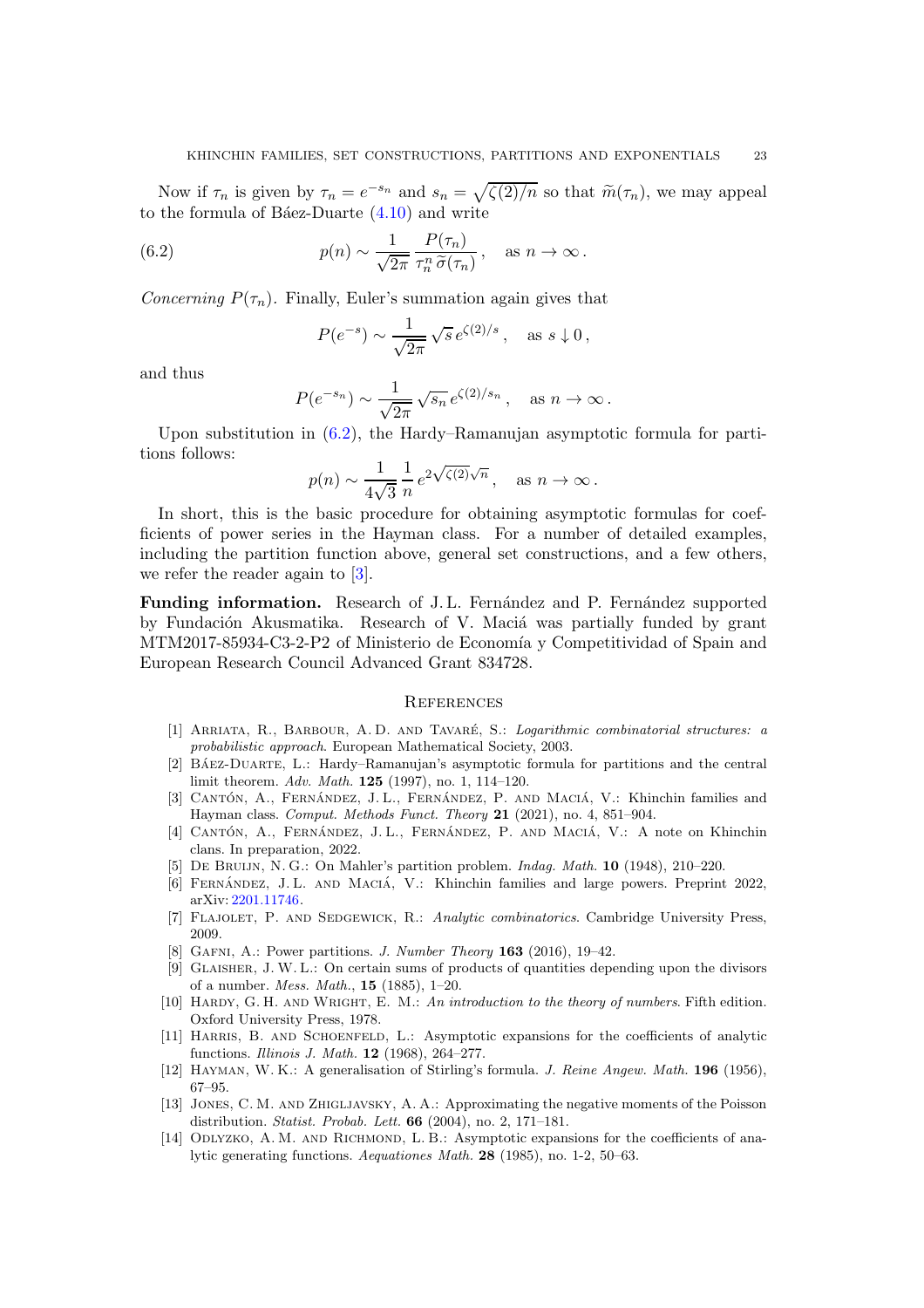Now if $\tau_n$ is given by $\tau_n = e^{-s_n}$ and $s_n = \sqrt{\zeta(2)/n}$ so that $\widetilde{m}(\tau_n)$, we may appeal to the formula of Báez-Duarte (4.10) and write

$$p(n) \sim \frac{1}{\sqrt{2\pi}} \frac{P(\tau_n)}{\tau_n^n \, \widetilde{\sigma}(\tau_n)}\,, \quad \text{as } n \to \infty\,. \tag{6.2}$$

*Concerning* $P(\tau_n)$. Finally, Euler's summation again gives that

$$P(e^{-s}) \sim \frac{1}{\sqrt{2\pi}} \sqrt{s}\, e^{\zeta(2)/s}\,, \quad \text{as } s \downarrow 0\,,$$

and thus

$$P(e^{-s_n}) \sim \frac{1}{\sqrt{2\pi}} \sqrt{s_n}\, e^{\zeta(2)/s_n}\,, \quad \text{as } n \to \infty\,.$$

Upon substitution in (6.2), the Hardy–Ramanujan asymptotic formula for partitions follows:

$$p(n) \sim \frac{1}{4\sqrt{3}} \frac{1}{n}\, e^{2\sqrt{\zeta(2)}\sqrt{n}}\,, \quad \text{as } n \to \infty\,.$$

In short, this is the basic procedure for obtaining asymptotic formulas for coefficients of power series in the Hayman class. For a number of detailed examples, including the partition function above, general set constructions, and a few others, we refer the reader again to [3].

**Funding information.** Research of J. L. Fernández and P. Fernández supported by Fundación Akusmatika. Research of V. Maciá was partially funded by grant MTM2017-85934-C3-2-P2 of Ministerio de Economía y Competitividad of Spain and European Research Council Advanced Grant 834728.

## References

[1] Arriata, R., Barbour, A. D. and Tavaré, S.: *Logarithmic combinatorial structures: a probabilistic approach*. European Mathematical Society, 2003.

[2] Báez-Duarte, L.: Hardy–Ramanujan's asymptotic formula for partitions and the central limit theorem. *Adv. Math.* **125** (1997), no. 1, 114–120.

[3] Cantón, A., Fernández, J. L., Fernández, P. and Maciá, V.: Khinchin families and Hayman class. *Comput. Methods Funct. Theory* **21** (2021), no. 4, 851–904.

[4] Cantón, A., Fernández, J. L., Fernández, P. and Maciá, V.: A note on Khinchin clans. In preparation, 2022.

[5] De Bruijn, N. G.: On Mahler's partition problem. *Indag. Math.* **10** (1948), 210–220.

[6] Fernández, J. L. and Maciá, V.: Khinchin families and large powers. Preprint 2022, arXiv: 2201.11746.

[7] Flajolet, P. and Sedgewick, R.: *Analytic combinatorics*. Cambridge University Press, 2009.

[8] Gafni, A.: Power partitions. *J. Number Theory* **163** (2016), 19–42.

[9] Glaisher, J. W. L.: On certain sums of products of quantities depending upon the divisors of a number. *Mess. Math.*, **15** (1885), 1–20.

[10] Hardy, G. H. and Wright, E. M.: *An introduction to the theory of numbers*. Fifth edition. Oxford University Press, 1978.

[11] Harris, B. and Schoenfeld, L.: Asymptotic expansions for the coefficients of analytic functions. *Illinois J. Math.* **12** (1968), 264–277.

[12] Hayman, W. K.: A generalisation of Stirling's formula. *J. Reine Angew. Math.* **196** (1956), 67–95.

[13] Jones, C. M. and Zhigljavsky, A. A.: Approximating the negative moments of the Poisson distribution. *Statist. Probab. Lett.* **66** (2004), no. 2, 171–181.

[14] Odlyzko, A. M. and Richmond, L. B.: Asymptotic expansions for the coefficients of analytic generating functions. *Aequationes Math.* **28** (1985), no. 1-2, 50–63.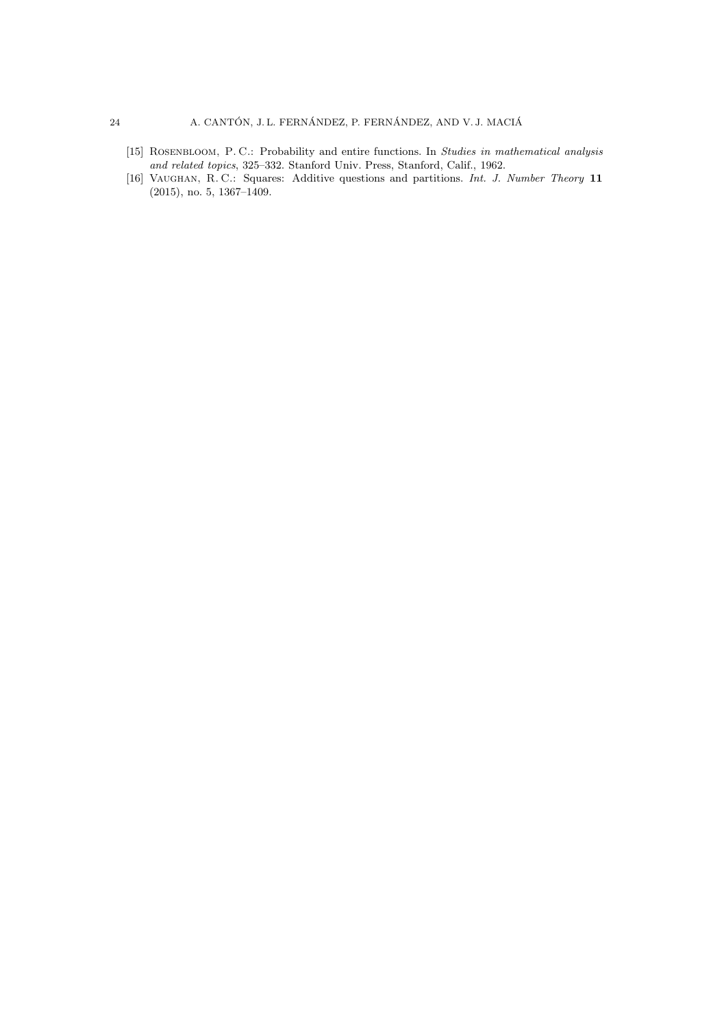- [15] Rosenbloom, P. C.: Probability and entire functions. In *Studies in mathematical analysis and related topics*, 325–332. Stanford Univ. Press, Stanford, Calif., 1962.
- [16] Vaughan, R. C.: Squares: Additive questions and partitions. *Int. J. Number Theory* **11** (2015), no. 5, 1367–1409.